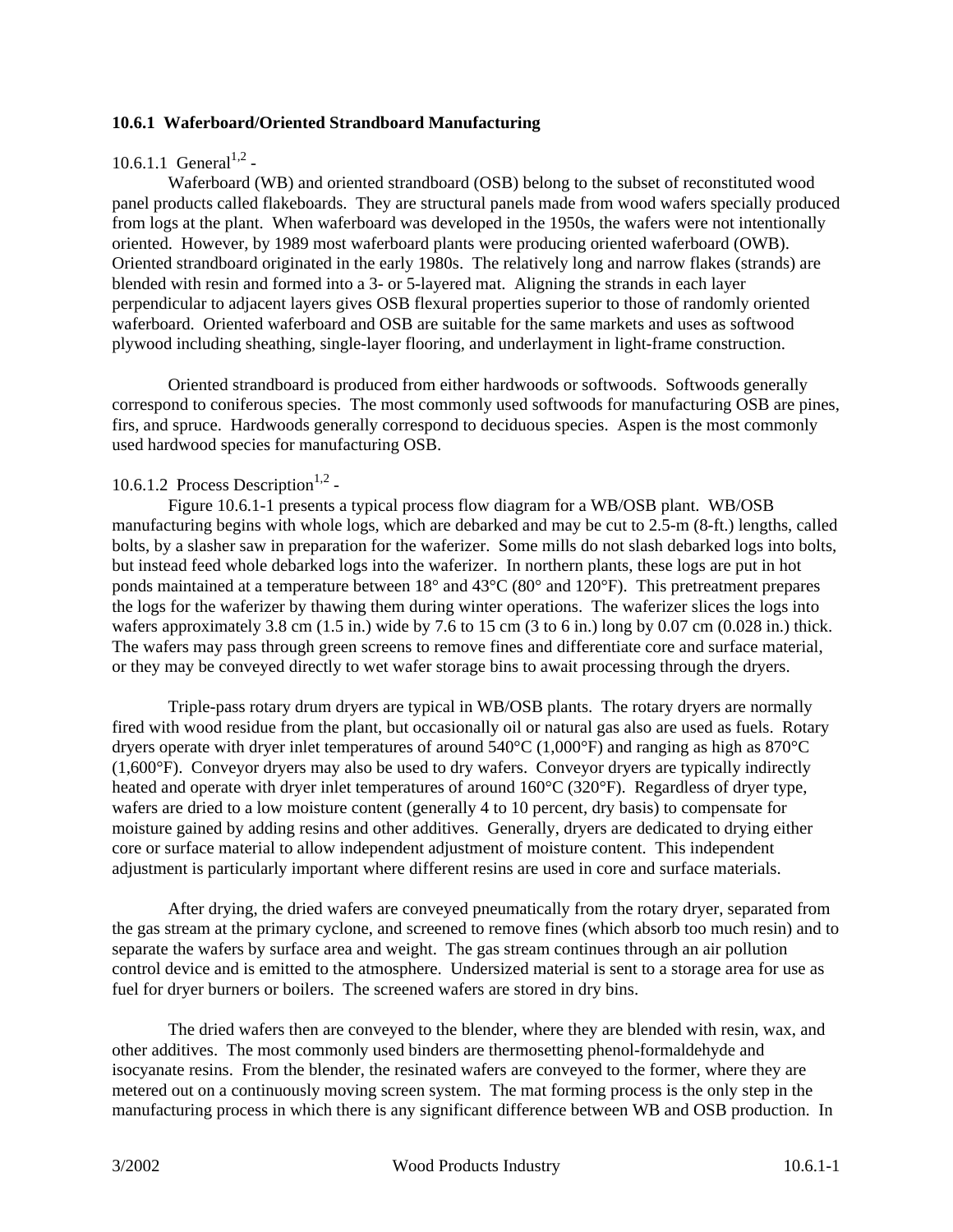## 10.6.1 Waferboard/Oriented Strandboard Manufacturing

### 10.6.1.1 General[1,2] -

Waferboard (WB) and oriented strandboard (OSB) belong to the subset of reconstituted wood panel products called flakeboards. They are structural panels made from wood wafers specially produced from logs at the plant. When waferboard was developed in the 1950s, the wafers were not intentionally oriented. However, by 1989 most waferboard plants were producing oriented waferboard (OWB). Oriented strandboard originated in the early 1980s. The relatively long and narrow flakes (strands) are blended with resin and formed into a 3- or 5-layered mat. Aligning the strands in each layer perpendicular to adjacent layers gives OSB flexural properties superior to those of randomly oriented waferboard. Oriented waferboard and OSB are suitable for the same markets and uses as softwood plywood including sheathing, single-layer flooring, and underlayment in light-frame construction.

Oriented strandboard is produced from either hardwoods or softwoods. Softwoods generally correspond to coniferous species. The most commonly used softwoods for manufacturing OSB are pines, firs, and spruce. Hardwoods generally correspond to deciduous species. Aspen is the most commonly used hardwood species for manufacturing OSB.

### 10.6.1.2 Process Description[1,2] -

Figure 10.6.1-1 presents a typical process flow diagram for a WB/OSB plant. WB/OSB manufacturing begins with whole logs, which are debarked and may be cut to 2.5-m (8-ft.) lengths, called bolts, by a slasher saw in preparation for the waferizer. Some mills do not slash debarked logs into bolts, but instead feed whole debarked logs into the waferizer. In northern plants, these logs are put in hot ponds maintained at a temperature between 18° and 43°C (80° and 120°F). This pretreatment prepares the logs for the waferizer by thawing them during winter operations. The waferizer slices the logs into wafers approximately 3.8 cm (1.5 in.) wide by 7.6 to 15 cm (3 to 6 in.) long by 0.07 cm (0.028 in.) thick. The wafers may pass through green screens to remove fines and differentiate core and surface material, or they may be conveyed directly to wet wafer storage bins to await processing through the dryers.

Triple-pass rotary drum dryers are typical in WB/OSB plants. The rotary dryers are normally fired with wood residue from the plant, but occasionally oil or natural gas also are used as fuels. Rotary dryers operate with dryer inlet temperatures of around 540°C (1,000°F) and ranging as high as 870°C (1,600°F). Conveyor dryers may also be used to dry wafers. Conveyor dryers are typically indirectly heated and operate with dryer inlet temperatures of around 160°C (320°F). Regardless of dryer type, wafers are dried to a low moisture content (generally 4 to 10 percent, dry basis) to compensate for moisture gained by adding resins and other additives. Generally, dryers are dedicated to drying either core or surface material to allow independent adjustment of moisture content. This independent adjustment is particularly important where different resins are used in core and surface materials.

After drying, the dried wafers are conveyed pneumatically from the rotary dryer, separated from the gas stream at the primary cyclone, and screened to remove fines (which absorb too much resin) and to separate the wafers by surface area and weight. The gas stream continues through an air pollution control device and is emitted to the atmosphere. Undersized material is sent to a storage area for use as fuel for dryer burners or boilers. The screened wafers are stored in dry bins.

The dried wafers then are conveyed to the blender, where they are blended with resin, wax, and other additives. The most commonly used binders are thermosetting phenol-formaldehyde and isocyanate resins. From the blender, the resinated wafers are conveyed to the former, where they are metered out on a continuously moving screen system. The mat forming process is the only step in the manufacturing process in which there is any significant difference between WB and OSB production. In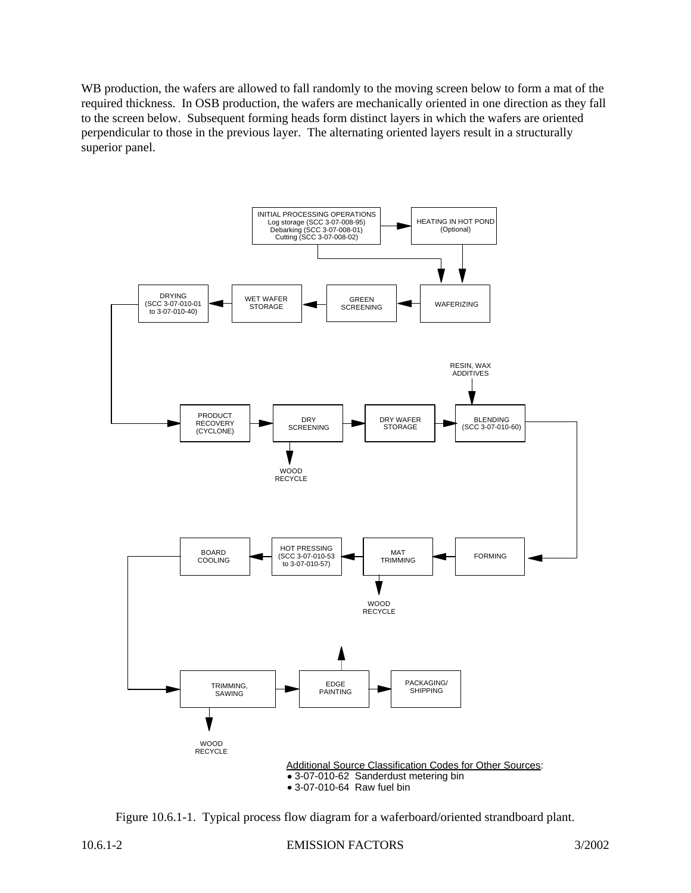WB production, the wafers are allowed to fall randomly to the moving screen below to form a mat of the required thickness. In OSB production, the wafers are mechanically oriented in one direction as they fall to the screen below. Subsequent forming heads form distinct layers in which the wafers are oriented perpendicular to those in the previous layer. The alternating oriented layers result in a structurally superior panel.

INITIAL PROCESSING OPERATIONS
Log storage (SCC 3-07-008-95)
Debarking (SCC 3-07-008-01)
Cutting (SCC 3-07-008-02)

HEATING IN HOT POND (Optional)

WAFERIZING

GREEN SCREENING

WET WAFER STORAGE

DRYING (SCC 3-07-010-01 to 3-07-010-40)

PRODUCT RECOVERY (CYCLONE)

DRY SCREENING

WOOD RECYCLE

DRY WAFER STORAGE

RESIN, WAX ADDITIVES

BLENDING (SCC 3-07-010-60)

FORMING

MAT TRIMMING

WOOD RECYCLE

HOT PRESSING (SCC 3-07-010-53 to 3-07-010-57)

BOARD COOLING

TRIMMING, SAWING

WOOD RECYCLE

EDGE PAINTING

PACKAGING/ SHIPPING

Additional Source Classification Codes for Other Sources:

- 3-07-010-62 Sanderdust metering bin
- 3-07-010-64 Raw fuel bin

Figure 10.6.1-1. Typical process flow diagram for a waferboard/oriented strandboard plant.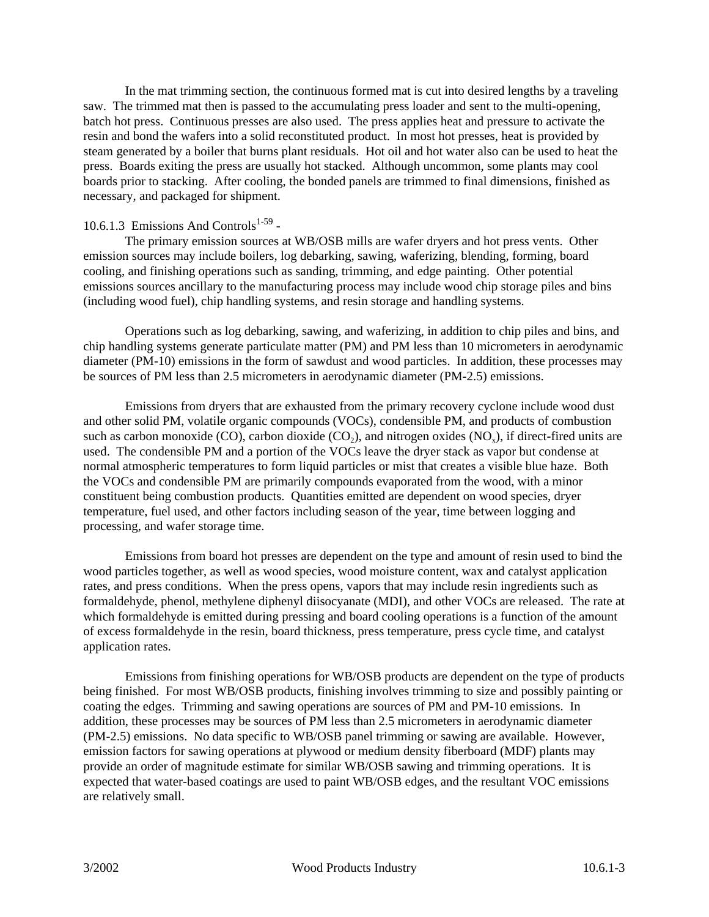In the mat trimming section, the continuous formed mat is cut into desired lengths by a traveling saw. The trimmed mat then is passed to the accumulating press loader and sent to the multi-opening, batch hot press. Continuous presses are also used. The press applies heat and pressure to activate the resin and bond the wafers into a solid reconstituted product. In most hot presses, heat is provided by steam generated by a boiler that burns plant residuals. Hot oil and hot water also can be used to heat the press. Boards exiting the press are usually hot stacked. Although uncommon, some plants may cool boards prior to stacking. After cooling, the bonded panels are trimmed to final dimensions, finished as necessary, and packaged for shipment.

### 10.6.1.3 Emissions And Controls[1-59] -

The primary emission sources at WB/OSB mills are wafer dryers and hot press vents. Other emission sources may include boilers, log debarking, sawing, waferizing, blending, forming, board cooling, and finishing operations such as sanding, trimming, and edge painting. Other potential emissions sources ancillary to the manufacturing process may include wood chip storage piles and bins (including wood fuel), chip handling systems, and resin storage and handling systems.

Operations such as log debarking, sawing, and waferizing, in addition to chip piles and bins, and chip handling systems generate particulate matter (PM) and PM less than 10 micrometers in aerodynamic diameter (PM-10) emissions in the form of sawdust and wood particles. In addition, these processes may be sources of PM less than 2.5 micrometers in aerodynamic diameter (PM-2.5) emissions.

Emissions from dryers that are exhausted from the primary recovery cyclone include wood dust and other solid PM, volatile organic compounds (VOCs), condensible PM, and products of combustion such as carbon monoxide (CO), carbon dioxide ($CO_2$), and nitrogen oxides ($NO_x$), if direct-fired units are used. The condensible PM and a portion of the VOCs leave the dryer stack as vapor but condense at normal atmospheric temperatures to form liquid particles or mist that creates a visible blue haze. Both the VOCs and condensible PM are primarily compounds evaporated from the wood, with a minor constituent being combustion products. Quantities emitted are dependent on wood species, dryer temperature, fuel used, and other factors including season of the year, time between logging and processing, and wafer storage time.

Emissions from board hot presses are dependent on the type and amount of resin used to bind the wood particles together, as well as wood species, wood moisture content, wax and catalyst application rates, and press conditions. When the press opens, vapors that may include resin ingredients such as formaldehyde, phenol, methylene diphenyl diisocyanate (MDI), and other VOCs are released. The rate at which formaldehyde is emitted during pressing and board cooling operations is a function of the amount of excess formaldehyde in the resin, board thickness, press temperature, press cycle time, and catalyst application rates.

Emissions from finishing operations for WB/OSB products are dependent on the type of products being finished. For most WB/OSB products, finishing involves trimming to size and possibly painting or coating the edges. Trimming and sawing operations are sources of PM and PM-10 emissions. In addition, these processes may be sources of PM less than 2.5 micrometers in aerodynamic diameter (PM-2.5) emissions. No data specific to WB/OSB panel trimming or sawing are available. However, emission factors for sawing operations at plywood or medium density fiberboard (MDF) plants may provide an order of magnitude estimate for similar WB/OSB sawing and trimming operations. It is expected that water-based coatings are used to paint WB/OSB edges, and the resultant VOC emissions are relatively small.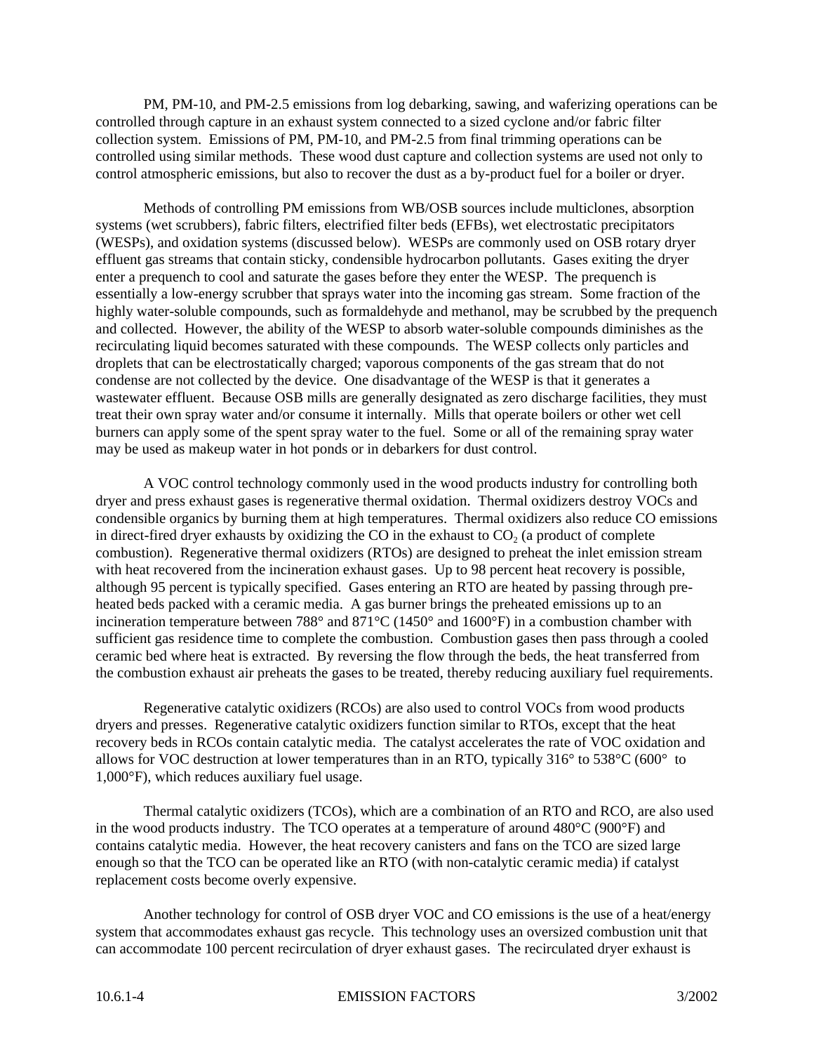PM, PM-10, and PM-2.5 emissions from log debarking, sawing, and waferizing operations can be controlled through capture in an exhaust system connected to a sized cyclone and/or fabric filter collection system. Emissions of PM, PM-10, and PM-2.5 from final trimming operations can be controlled using similar methods. These wood dust capture and collection systems are used not only to control atmospheric emissions, but also to recover the dust as a by-product fuel for a boiler or dryer.

Methods of controlling PM emissions from WB/OSB sources include multiclones, absorption systems (wet scrubbers), fabric filters, electrified filter beds (EFBs), wet electrostatic precipitators (WESPs), and oxidation systems (discussed below). WESPs are commonly used on OSB rotary dryer effluent gas streams that contain sticky, condensible hydrocarbon pollutants. Gases exiting the dryer enter a prequench to cool and saturate the gases before they enter the WESP. The prequench is essentially a low-energy scrubber that sprays water into the incoming gas stream. Some fraction of the highly water-soluble compounds, such as formaldehyde and methanol, may be scrubbed by the prequench and collected. However, the ability of the WESP to absorb water-soluble compounds diminishes as the recirculating liquid becomes saturated with these compounds. The WESP collects only particles and droplets that can be electrostatically charged; vaporous components of the gas stream that do not condense are not collected by the device. One disadvantage of the WESP is that it generates a wastewater effluent. Because OSB mills are generally designated as zero discharge facilities, they must treat their own spray water and/or consume it internally. Mills that operate boilers or other wet cell burners can apply some of the spent spray water to the fuel. Some or all of the remaining spray water may be used as makeup water in hot ponds or in debarkers for dust control.

A VOC control technology commonly used in the wood products industry for controlling both dryer and press exhaust gases is regenerative thermal oxidation. Thermal oxidizers destroy VOCs and condensible organics by burning them at high temperatures. Thermal oxidizers also reduce CO emissions in direct-fired dryer exhausts by oxidizing the CO in the exhaust to $CO_2$ (a product of complete combustion). Regenerative thermal oxidizers (RTOs) are designed to preheat the inlet emission stream with heat recovered from the incineration exhaust gases. Up to 98 percent heat recovery is possible, although 95 percent is typically specified. Gases entering an RTO are heated by passing through pre-heated beds packed with a ceramic media. A gas burner brings the preheated emissions up to an incineration temperature between 788° and 871°C (1450° and 1600°F) in a combustion chamber with sufficient gas residence time to complete the combustion. Combustion gases then pass through a cooled ceramic bed where heat is extracted. By reversing the flow through the beds, the heat transferred from the combustion exhaust air preheats the gases to be treated, thereby reducing auxiliary fuel requirements.

Regenerative catalytic oxidizers (RCOs) are also used to control VOCs from wood products dryers and presses. Regenerative catalytic oxidizers function similar to RTOs, except that the heat recovery beds in RCOs contain catalytic media. The catalyst accelerates the rate of VOC oxidation and allows for VOC destruction at lower temperatures than in an RTO, typically 316° to 538°C (600° to 1,000°F), which reduces auxiliary fuel usage.

Thermal catalytic oxidizers (TCOs), which are a combination of an RTO and RCO, are also used in the wood products industry. The TCO operates at a temperature of around 480°C (900°F) and contains catalytic media. However, the heat recovery canisters and fans on the TCO are sized large enough so that the TCO can be operated like an RTO (with non-catalytic ceramic media) if catalyst replacement costs become overly expensive.

Another technology for control of OSB dryer VOC and CO emissions is the use of a heat/energy system that accommodates exhaust gas recycle. This technology uses an oversized combustion unit that can accommodate 100 percent recirculation of dryer exhaust gases. The recirculated dryer exhaust is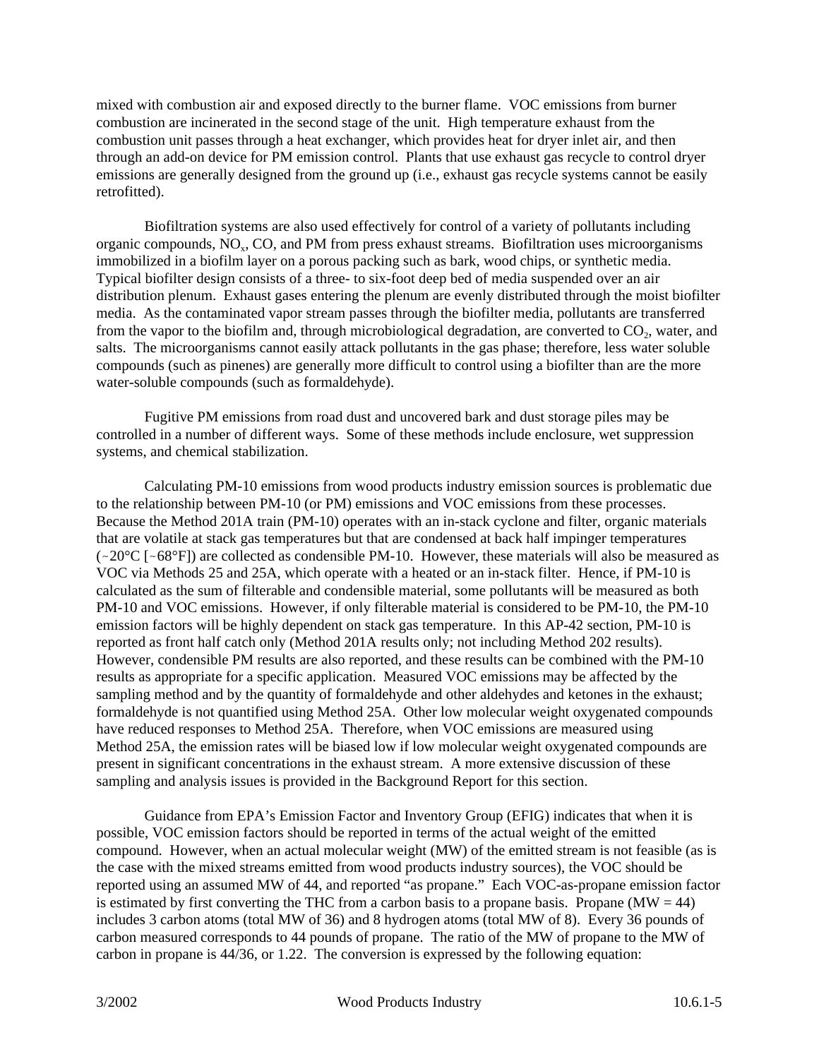mixed with combustion air and exposed directly to the burner flame. VOC emissions from burner combustion are incinerated in the second stage of the unit. High temperature exhaust from the combustion unit passes through a heat exchanger, which provides heat for dryer inlet air, and then through an add-on device for PM emission control. Plants that use exhaust gas recycle to control dryer emissions are generally designed from the ground up (i.e., exhaust gas recycle systems cannot be easily retrofitted).

Biofiltration systems are also used effectively for control of a variety of pollutants including organic compounds, $NO_x$, CO, and PM from press exhaust streams. Biofiltration uses microorganisms immobilized in a biofilm layer on a porous packing such as bark, wood chips, or synthetic media. Typical biofilter design consists of a three- to six-foot deep bed of media suspended over an air distribution plenum. Exhaust gases entering the plenum are evenly distributed through the moist biofilter media. As the contaminated vapor stream passes through the biofilter media, pollutants are transferred from the vapor to the biofilm and, through microbiological degradation, are converted to $CO_2$, water, and salts. The microorganisms cannot easily attack pollutants in the gas phase; therefore, less water soluble compounds (such as pinenes) are generally more difficult to control using a biofilter than are the more water-soluble compounds (such as formaldehyde).

Fugitive PM emissions from road dust and uncovered bark and dust storage piles may be controlled in a number of different ways. Some of these methods include enclosure, wet suppression systems, and chemical stabilization.

Calculating PM-10 emissions from wood products industry emission sources is problematic due to the relationship between PM-10 (or PM) emissions and VOC emissions from these processes. Because the Method 201A train (PM-10) operates with an in-stack cyclone and filter, organic materials that are volatile at stack gas temperatures but that are condensed at back half impinger temperatures (~20°C [~68°F]) are collected as condensible PM-10. However, these materials will also be measured as VOC via Methods 25 and 25A, which operate with a heated or an in-stack filter. Hence, if PM-10 is calculated as the sum of filterable and condensible material, some pollutants will be measured as both PM-10 and VOC emissions. However, if only filterable material is considered to be PM-10, the PM-10 emission factors will be highly dependent on stack gas temperature. In this AP-42 section, PM-10 is reported as front half catch only (Method 201A results only; not including Method 202 results). However, condensible PM results are also reported, and these results can be combined with the PM-10 results as appropriate for a specific application. Measured VOC emissions may be affected by the sampling method and by the quantity of formaldehyde and other aldehydes and ketones in the exhaust; formaldehyde is not quantified using Method 25A. Other low molecular weight oxygenated compounds have reduced responses to Method 25A. Therefore, when VOC emissions are measured using Method 25A, the emission rates will be biased low if low molecular weight oxygenated compounds are present in significant concentrations in the exhaust stream. A more extensive discussion of these sampling and analysis issues is provided in the Background Report for this section.

Guidance from EPA's Emission Factor and Inventory Group (EFIG) indicates that when it is possible, VOC emission factors should be reported in terms of the actual weight of the emitted compound. However, when an actual molecular weight (MW) of the emitted stream is not feasible (as is the case with the mixed streams emitted from wood products industry sources), the VOC should be reported using an assumed MW of 44, and reported "as propane." Each VOC-as-propane emission factor is estimated by first converting the THC from a carbon basis to a propane basis. Propane (MW = 44) includes 3 carbon atoms (total MW of 36) and 8 hydrogen atoms (total MW of 8). Every 36 pounds of carbon measured corresponds to 44 pounds of propane. The ratio of the MW of propane to the MW of carbon in propane is 44/36, or 1.22. The conversion is expressed by the following equation: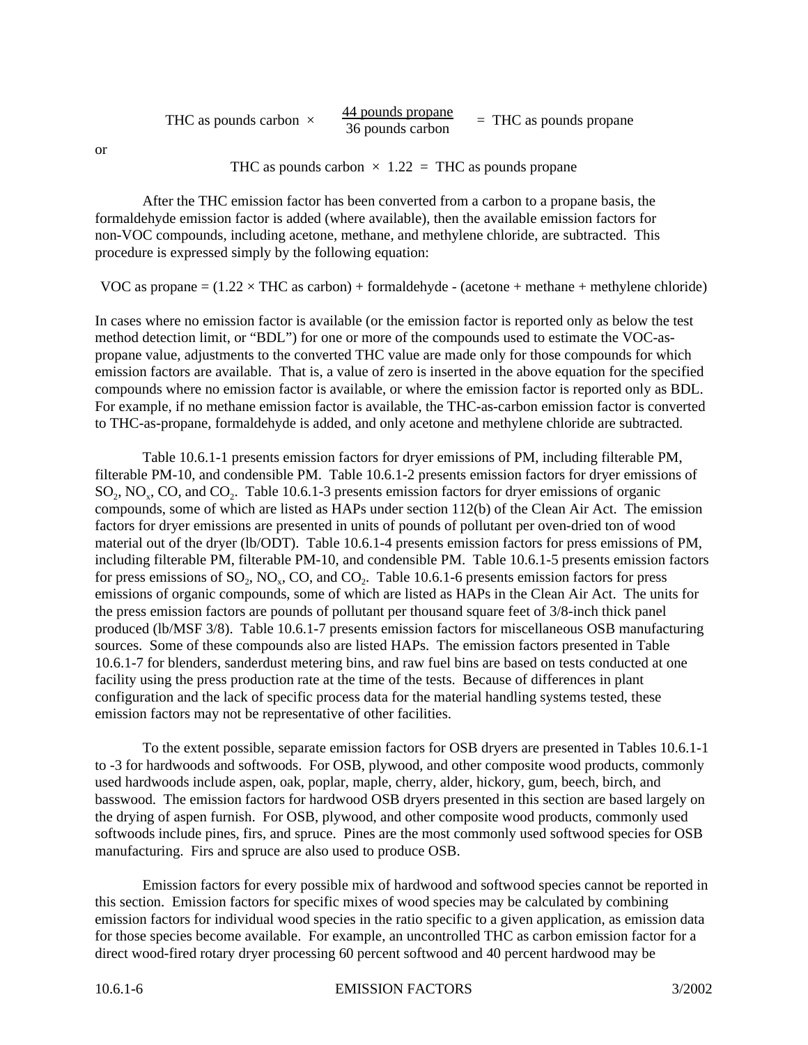$$\text{THC as pounds carbon} \times \frac{44 \text{ pounds propane}}{36 \text{ pounds carbon}} = \text{THC as pounds propane}$$

or

$$\text{THC as pounds carbon} \times 1.22 = \text{THC as pounds propane}$$

After the THC emission factor has been converted from a carbon to a propane basis, the formaldehyde emission factor is added (where available), then the available emission factors for non-VOC compounds, including acetone, methane, and methylene chloride, are subtracted. This procedure is expressed simply by the following equation:

$$\text{VOC as propane} = (1.22 \times \text{THC as carbon}) + \text{formaldehyde} - (\text{acetone} + \text{methane} + \text{methylene chloride})$$

In cases where no emission factor is available (or the emission factor is reported only as below the test method detection limit, or "BDL") for one or more of the compounds used to estimate the VOC-as-propane value, adjustments to the converted THC value are made only for those compounds for which emission factors are available. That is, a value of zero is inserted in the above equation for the specified compounds where no emission factor is available, or where the emission factor is reported only as BDL. For example, if no methane emission factor is available, the THC-as-carbon emission factor is converted to THC-as-propane, formaldehyde is added, and only acetone and methylene chloride are subtracted.

Table 10.6.1-1 presents emission factors for dryer emissions of PM, including filterable PM, filterable PM-10, and condensible PM. Table 10.6.1-2 presents emission factors for dryer emissions of $SO_2$, $NO_x$, CO, and $CO_2$. Table 10.6.1-3 presents emission factors for dryer emissions of organic compounds, some of which are listed as HAPs under section 112(b) of the Clean Air Act. The emission factors for dryer emissions are presented in units of pounds of pollutant per oven-dried ton of wood material out of the dryer (lb/ODT). Table 10.6.1-4 presents emission factors for press emissions of PM, including filterable PM, filterable PM-10, and condensible PM. Table 10.6.1-5 presents emission factors for press emissions of $SO_2$, $NO_x$, CO, and $CO_2$. Table 10.6.1-6 presents emission factors for press emissions of organic compounds, some of which are listed as HAPs in the Clean Air Act. The units for the press emission factors are pounds of pollutant per thousand square feet of 3/8-inch thick panel produced (lb/MSF 3/8). Table 10.6.1-7 presents emission factors for miscellaneous OSB manufacturing sources. Some of these compounds also are listed HAPs. The emission factors presented in Table 10.6.1-7 for blenders, sanderdust metering bins, and raw fuel bins are based on tests conducted at one facility using the press production rate at the time of the tests. Because of differences in plant configuration and the lack of specific process data for the material handling systems tested, these emission factors may not be representative of other facilities.

To the extent possible, separate emission factors for OSB dryers are presented in Tables 10.6.1-1 to -3 for hardwoods and softwoods. For OSB, plywood, and other composite wood products, commonly used hardwoods include aspen, oak, poplar, maple, cherry, alder, hickory, gum, beech, birch, and basswood. The emission factors for hardwood OSB dryers presented in this section are based largely on the drying of aspen furnish. For OSB, plywood, and other composite wood products, commonly used softwoods include pines, firs, and spruce. Pines are the most commonly used softwood species for OSB manufacturing. Firs and spruce are also used to produce OSB.

Emission factors for every possible mix of hardwood and softwood species cannot be reported in this section. Emission factors for specific mixes of wood species may be calculated by combining emission factors for individual wood species in the ratio specific to a given application, as emission data for those species become available. For example, an uncontrolled THC as carbon emission factor for a direct wood-fired rotary dryer processing 60 percent softwood and 40 percent hardwood may be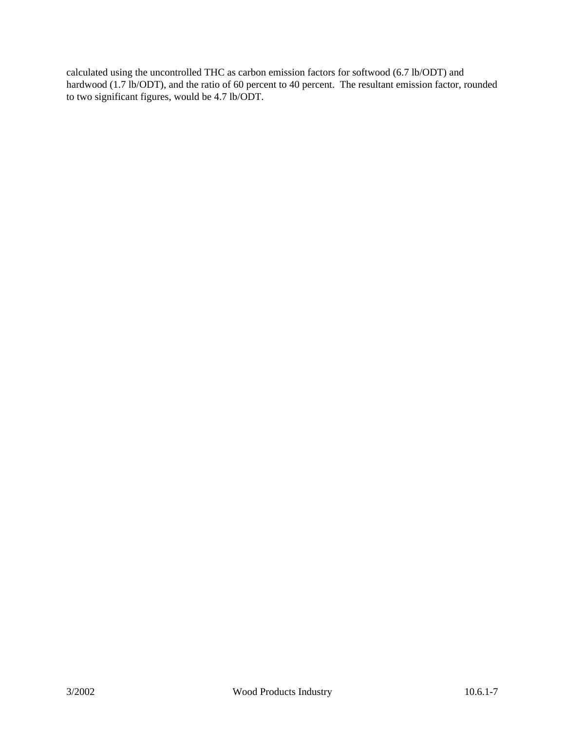calculated using the uncontrolled THC as carbon emission factors for softwood (6.7 lb/ODT) and hardwood (1.7 lb/ODT), and the ratio of 60 percent to 40 percent. The resultant emission factor, rounded to two significant figures, would be 4.7 lb/ODT.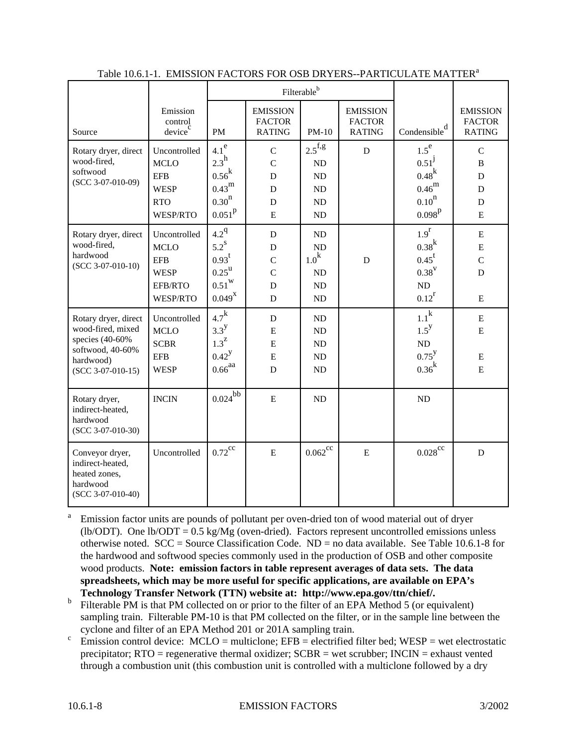Table 10.6.1-1. EMISSION FACTORS FOR OSB DRYERS--PARTICULATE MATTER[a]

| Source | Emission control device[c] | Filterable[b] | | | | Condensible[d] | EMISSION FACTOR RATING |
|---|---|---|---|---|---|---|---|
| | | PM | EMISSION FACTOR RATING | PM-10 | EMISSION FACTOR RATING | | |
| Rotary dryer, direct wood-fired, softwood (SCC 3-07-010-09) | Uncontrolled | 4.1[e] | C | 2.5[f,g] | D | 1.5[e] | C |
| | MCLO | 2.3[h] | C | ND | | 0.51[j] | B |
| | EFB | 0.56[k] | D | ND | | 0.48[k] | D |
| | WESP | 0.43[m] | D | ND | | 0.46[m] | D |
| | RTO | 0.30[n] | D | ND | | 0.10[n] | D |
| | WESP/RTO | 0.051[p] | E | ND | | 0.098[p] | E |
| Rotary dryer, direct wood-fired, hardwood (SCC 3-07-010-10) | Uncontrolled | 4.2[q] | D | ND | | 1.9[r] | E |
| | MCLO | 5.2[s] | D | ND | | 0.38[k] | E |
| | EFB | 0.93[t] | C | 1.0[k] | D | 0.45[t] | C |
| | WESP | 0.25[u] | C | ND | | 0.38[v] | D |
| | EFB/RTO | 0.51[w] | D | ND | | ND | |
| | WESP/RTO | 0.049[x] | D | ND | | 0.12[r] | E |
| Rotary dryer, direct wood-fired, mixed species (40-60% softwood, 40-60% hardwood) (SCC 3-07-010-15) | Uncontrolled | 4.7[k] | D | ND | | 1.1[k] | E |
| | MCLO | 3.3[y] | E | ND | | 1.5[y] | E |
| | SCBR | 1.3[z] | E | ND | | ND | |
| | EFB | 0.42[y] | E | ND | | 0.75[y] | E |
| | WESP | 0.66[aa] | D | ND | | 0.36[k] | E |
| Rotary dryer, indirect-heated, hardwood (SCC 3-07-010-30) | INCIN | 0.024[bb] | E | ND | | ND | |
| Conveyor dryer, indirect-heated, heated zones, hardwood (SCC 3-07-010-40) | Uncontrolled | 0.72[cc] | E | 0.062[cc] | E | 0.028[cc] | D |

[a] Emission factor units are pounds of pollutant per oven-dried ton of wood material out of dryer (lb/ODT). One lb/ODT = 0.5 kg/Mg (oven-dried). Factors represent uncontrolled emissions unless otherwise noted. SCC = Source Classification Code. ND = no data available. See Table 10.6.1-8 for the hardwood and softwood species commonly used in the production of OSB and other composite wood products. **Note: emission factors in table represent averages of data sets. The data spreadsheets, which may be more useful for specific applications, are available on EPA's Technology Transfer Network (TTN) website at: http://www.epa.gov/ttn/chief/.**

[b] Filterable PM is that PM collected on or prior to the filter of an EPA Method 5 (or equivalent) sampling train. Filterable PM-10 is that PM collected on the filter, or in the sample line between the cyclone and filter of an EPA Method 201 or 201A sampling train.

[c] Emission control device: MCLO = multiclone; EFB = electrified filter bed; WESP = wet electrostatic precipitator; RTO = regenerative thermal oxidizer; SCBR = wet scrubber; INCIN = exhaust vented through a combustion unit (this combustion unit is controlled with a multiclone followed by a dry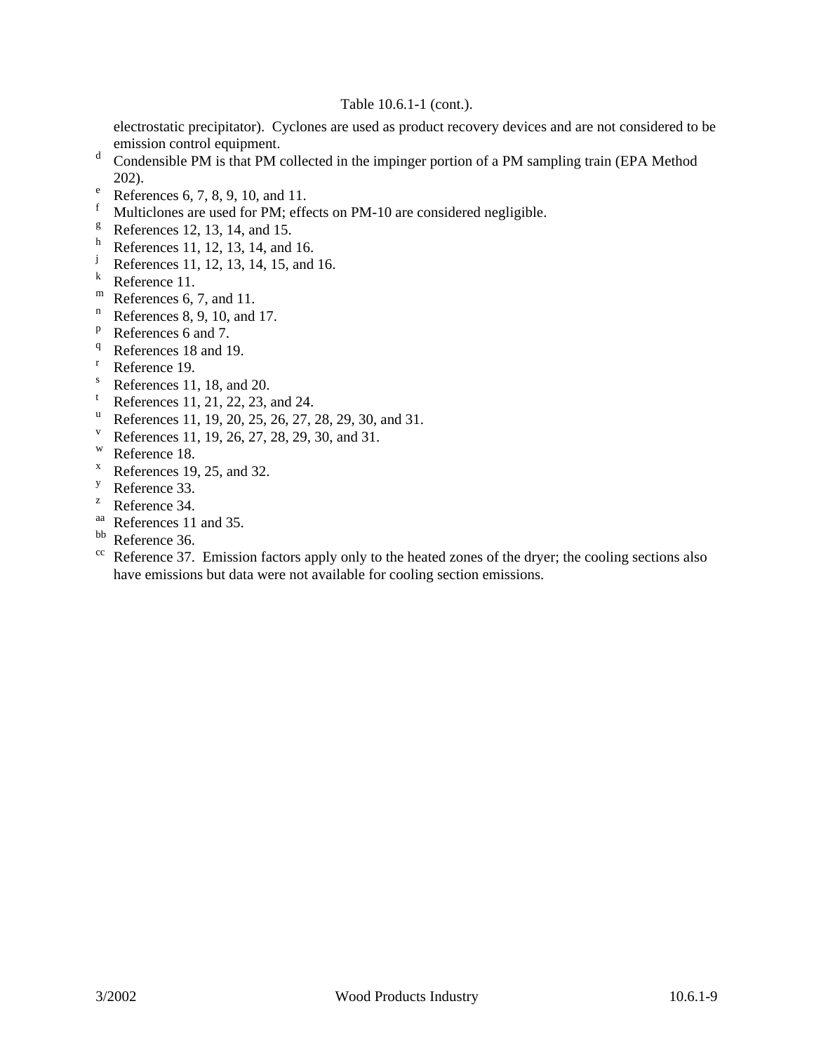Table 10.6.1-1 (cont.).

electrostatic precipitator). Cyclones are used as product recovery devices and are not considered to be emission control equipment.

[d] Condensible PM is that PM collected in the impinger portion of a PM sampling train (EPA Method 202).

[e] References 6, 7, 8, 9, 10, and 11.

[f] Multiclones are used for PM; effects on PM-10 are considered negligible.

[g] References 12, 13, 14, and 15.

[h] References 11, 12, 13, 14, and 16.

[j] References 11, 12, 13, 14, 15, and 16.

[k] Reference 11.

[m] References 6, 7, and 11.

[n] References 8, 9, 10, and 17.

[p] References 6 and 7.

[q] References 18 and 19.

[r] Reference 19.

[s] References 11, 18, and 20.

[t] References 11, 21, 22, 23, and 24.

[u] References 11, 19, 20, 25, 26, 27, 28, 29, 30, and 31.

[v] References 11, 19, 26, 27, 28, 29, 30, and 31.

[w] Reference 18.

[x] References 19, 25, and 32.

[y] Reference 33.

[z] Reference 34.

[aa] References 11 and 35.

[bb] Reference 36.

[cc] Reference 37. Emission factors apply only to the heated zones of the dryer; the cooling sections also have emissions but data were not available for cooling section emissions.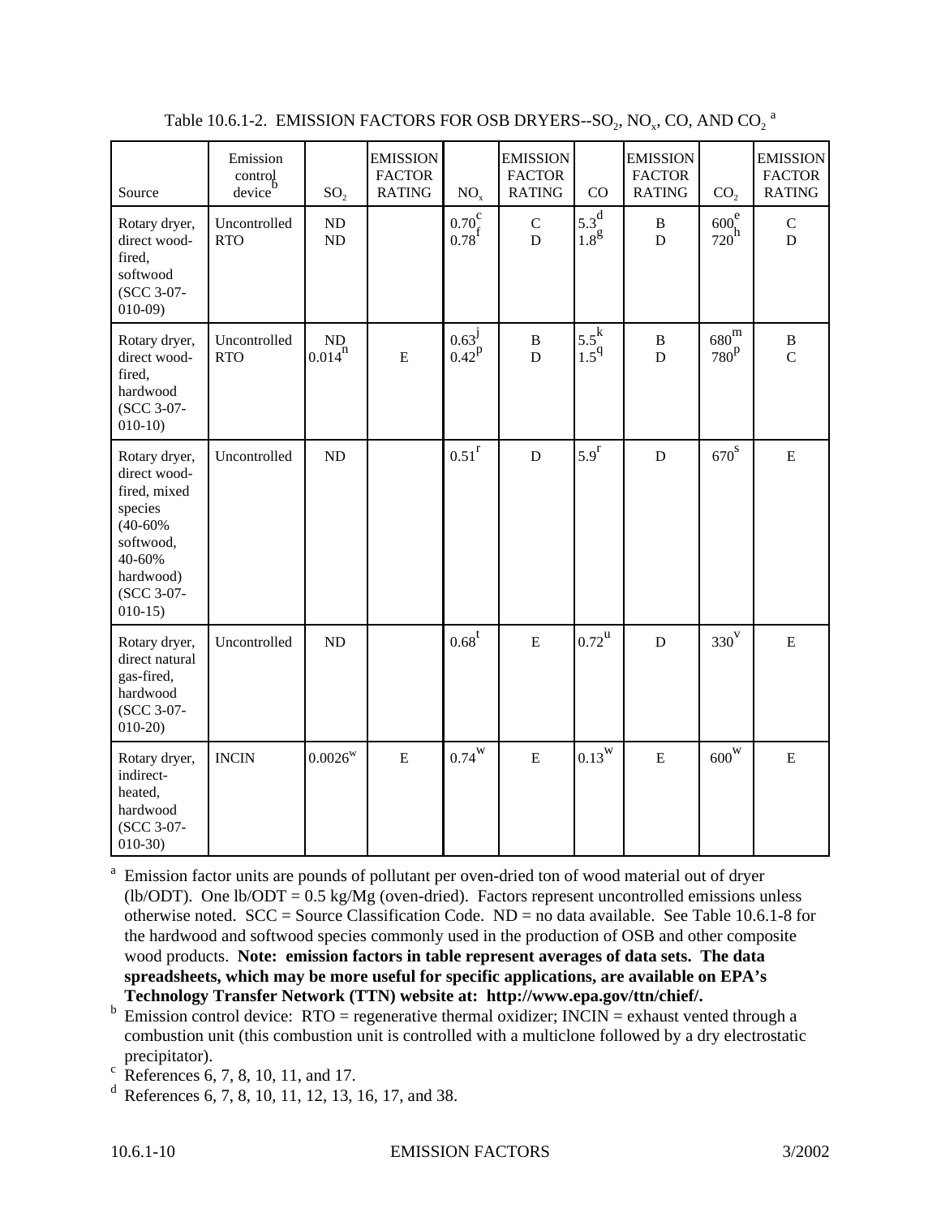Table 10.6.1-2. EMISSION FACTORS FOR OSB DRYERS--$SO_2$, $NO_x$, CO, AND $CO_2$ [a]

| Source | Emission control device[b] | $SO_2$ | EMISSION FACTOR RATING | $NO_x$ | EMISSION FACTOR RATING | CO | EMISSION FACTOR RATING | $CO_2$ | EMISSION FACTOR RATING |
|---|---|---|---|---|---|---|---|---|---|
| Rotary dryer, direct wood-fired, softwood (SCC 3-07-010-09) | Uncontrolled<br>RTO | ND<br>ND | | 0.70[c]<br>0.78[f] | C<br>D | 5.3[d]<br>1.8[g] | B<br>D | 600[e]<br>720[h] | C<br>D |
| Rotary dryer, direct wood-fired, hardwood (SCC 3-07-010-10) | Uncontrolled<br>RTO | ND<br>0.014[n] | E | 0.63[j]<br>0.42[p] | B<br>D | 5.5[k]<br>1.5[q] | B<br>D | 680[m]<br>780[p] | B<br>C |
| Rotary dryer, direct wood-fired, mixed species (40-60% softwood, 40-60% hardwood) (SCC 3-07-010-15) | Uncontrolled | ND | | 0.51[r] | D | 5.9[r] | D | 670[s] | E |
| Rotary dryer, direct natural gas-fired, hardwood (SCC 3-07-010-20) | Uncontrolled | ND | | 0.68[t] | E | 0.72[u] | D | 330[v] | E |
| Rotary dryer, indirect-heated, hardwood (SCC 3-07-010-30) | INCIN | 0.0026[w] | E | 0.74[w] | E | 0.13[w] | E | 600[w] | E |

[a] Emission factor units are pounds of pollutant per oven-dried ton of wood material out of dryer (lb/ODT). One lb/ODT = 0.5 kg/Mg (oven-dried). Factors represent uncontrolled emissions unless otherwise noted. SCC = Source Classification Code. ND = no data available. See Table 10.6.1-8 for the hardwood and softwood species commonly used in the production of OSB and other composite wood products. **Note: emission factors in table represent averages of data sets. The data spreadsheets, which may be more useful for specific applications, are available on EPA's Technology Transfer Network (TTN) website at: http://www.epa.gov/ttn/chief/.**

[b] Emission control device: RTO = regenerative thermal oxidizer; INCIN = exhaust vented through a combustion unit (this combustion unit is controlled with a multiclone followed by a dry electrostatic precipitator).

[c] References 6, 7, 8, 10, 11, and 17.

[d] References 6, 7, 8, 10, 11, 12, 13, 16, 17, and 38.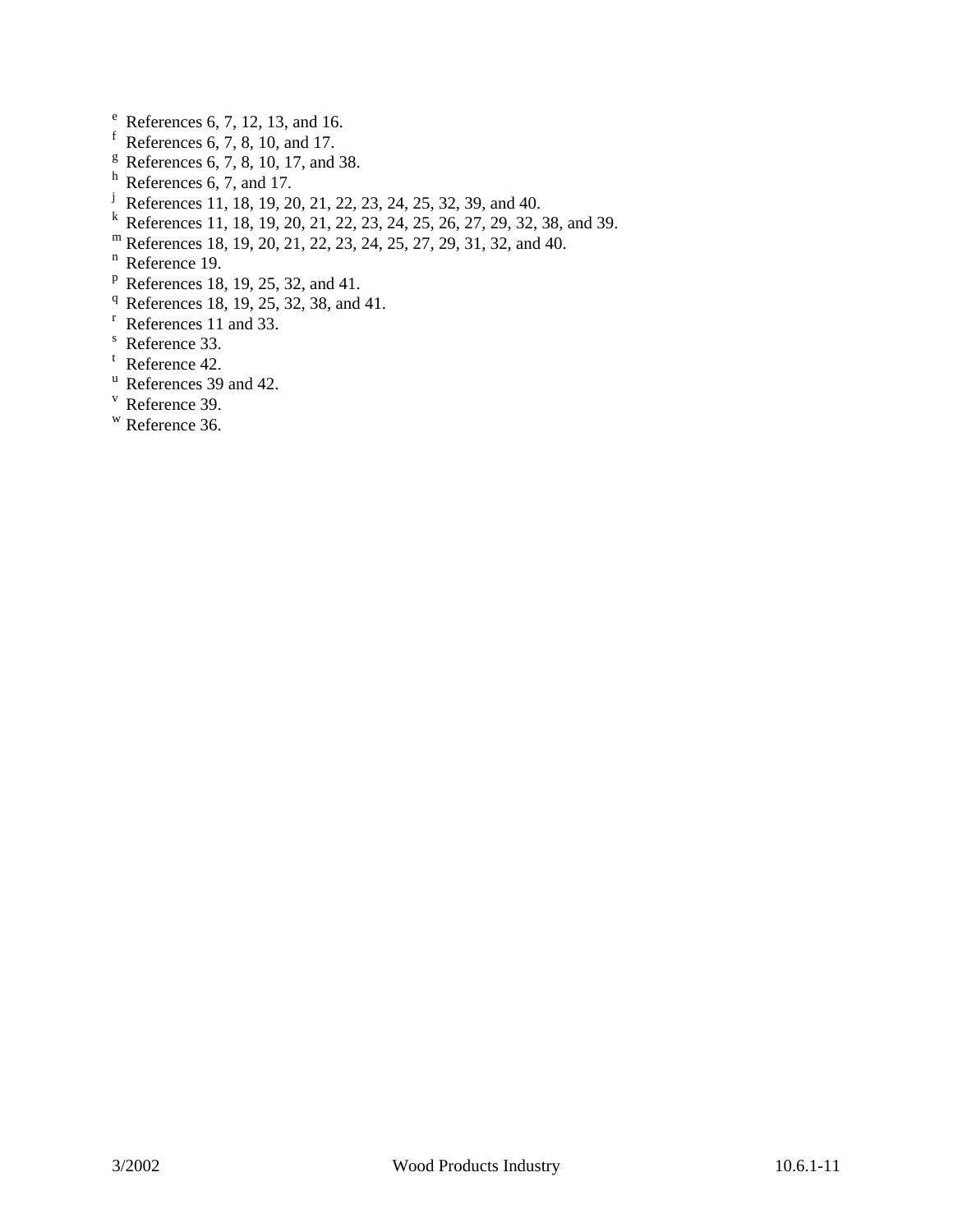[e] References 6, 7, 12, 13, and 16.
[f] References 6, 7, 8, 10, and 17.
[g] References 6, 7, 8, 10, 17, and 38.
[h] References 6, 7, and 17.
[j] References 11, 18, 19, 20, 21, 22, 23, 24, 25, 32, 39, and 40.
[k] References 11, 18, 19, 20, 21, 22, 23, 24, 25, 26, 27, 29, 32, 38, and 39.
[m] References 18, 19, 20, 21, 22, 23, 24, 25, 27, 29, 31, 32, and 40.
[n] Reference 19.
[p] References 18, 19, 25, 32, and 41.
[q] References 18, 19, 25, 32, 38, and 41.
[r] References 11 and 33.
[s] Reference 33.
[t] Reference 42.
[u] References 39 and 42.
[v] Reference 39.
[w] Reference 36.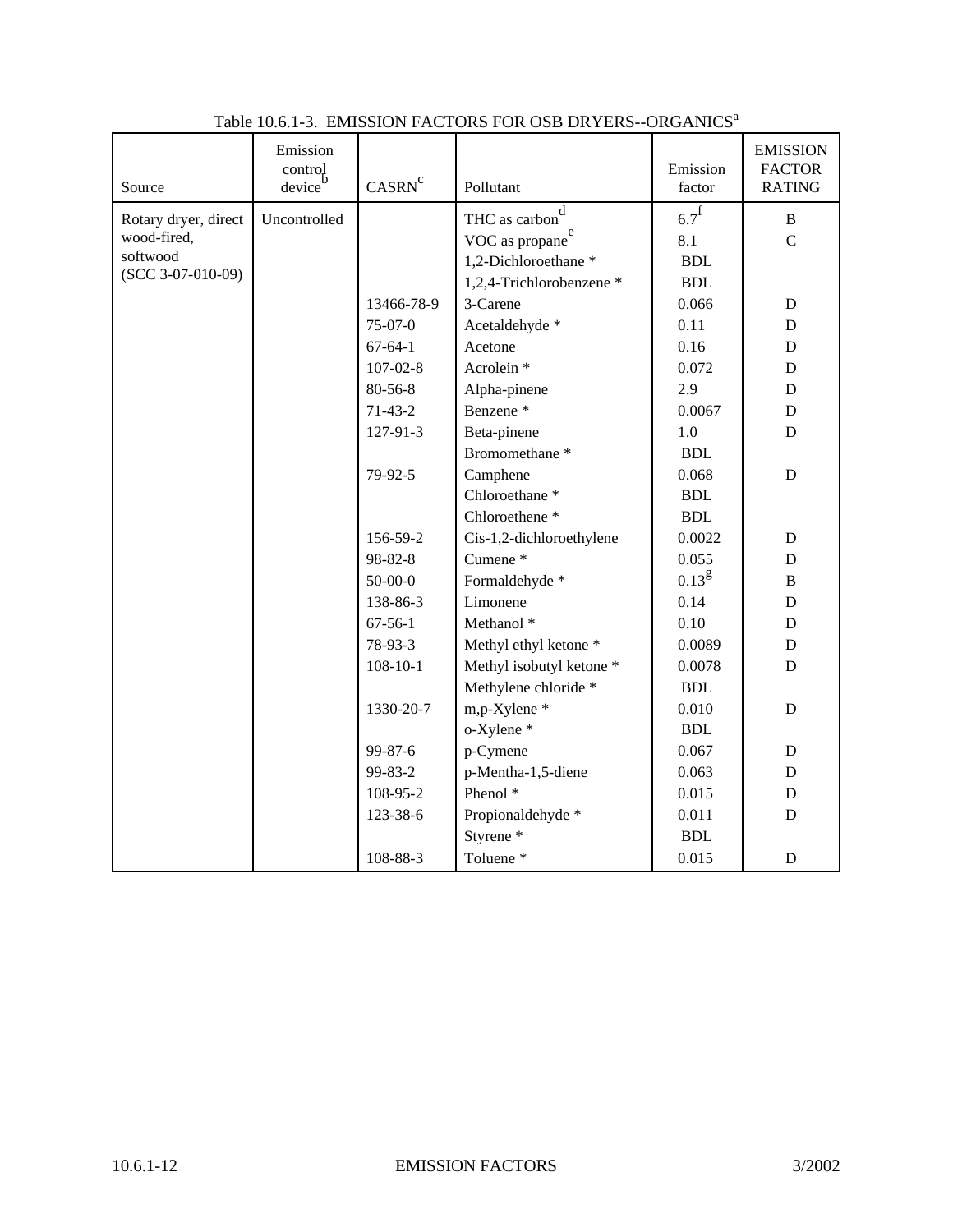Table 10.6.1-3. EMISSION FACTORS FOR OSB DRYERS--ORGANICS[a]

| Source | Emission control device[b] | CASRN[c] | Pollutant | Emission factor | EMISSION FACTOR RATING |
|---|---|---|---|---|---|
| Rotary dryer, direct wood-fired, softwood (SCC 3-07-010-09) | Uncontrolled | | THC as carbon[d] | 6.7[f] | B |
| | | | VOC as propane[e] | 8.1 | C |
| | | | 1,2-Dichloroethane * | BDL | |
| | | | 1,2,4-Trichlorobenzene * | BDL | |
| | | 13466-78-9 | 3-Carene | 0.066 | D |
| | | 75-07-0 | Acetaldehyde * | 0.11 | D |
| | | 67-64-1 | Acetone | 0.16 | D |
| | | 107-02-8 | Acrolein * | 0.072 | D |
| | | 80-56-8 | Alpha-pinene | 2.9 | D |
| | | 71-43-2 | Benzene * | 0.0067 | D |
| | | 127-91-3 | Beta-pinene | 1.0 | D |
| | | | Bromomethane * | BDL | |
| | | 79-92-5 | Camphene | 0.068 | D |
| | | | Chloroethane * | BDL | |
| | | | Chloroethene * | BDL | |
| | | 156-59-2 | Cis-1,2-dichloroethylene | 0.0022 | D |
| | | 98-82-8 | Cumene * | 0.055 | D |
| | | 50-00-0 | Formaldehyde * | 0.13[g] | B |
| | | 138-86-3 | Limonene | 0.14 | D |
| | | 67-56-1 | Methanol * | 0.10 | D |
| | | 78-93-3 | Methyl ethyl ketone * | 0.0089 | D |
| | | 108-10-1 | Methyl isobutyl ketone * | 0.0078 | D |
| | | | Methylene chloride * | BDL | |
| | | 1330-20-7 | m,p-Xylene * | 0.010 | D |
| | | | o-Xylene * | BDL | |
| | | 99-87-6 | p-Cymene | 0.067 | D |
| | | 99-83-2 | p-Mentha-1,5-diene | 0.063 | D |
| | | 108-95-2 | Phenol * | 0.015 | D |
| | | 123-38-6 | Propionaldehyde * | 0.011 | D |
| | | | Styrene * | BDL | |
| | | 108-88-3 | Toluene * | 0.015 | D |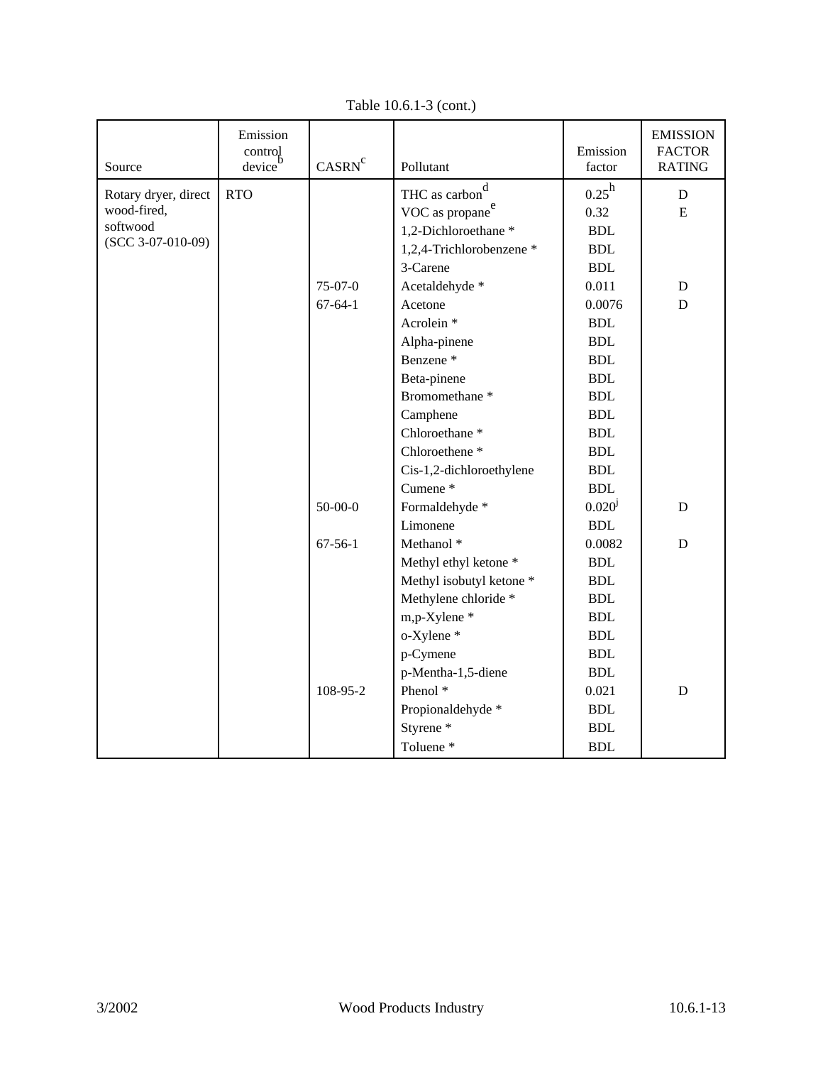Table 10.6.1-3 (cont.)

| Source | Emission control device[b] | CASRN[c] | Pollutant | Emission factor | EMISSION FACTOR RATING |
|---|---|---|---|---|---|
| Rotary dryer, direct wood-fired, softwood (SCC 3-07-010-09) | RTO | | THC as carbon[d] | 0.25[h] | D |
| | | | VOC as propane[e] | 0.32 | E |
| | | | 1,2-Dichloroethane * | BDL | |
| | | | 1,2,4-Trichlorobenzene * | BDL | |
| | | | 3-Carene | BDL | |
| | | 75-07-0 | Acetaldehyde * | 0.011 | D |
| | | 67-64-1 | Acetone | 0.0076 | D |
| | | | Acrolein * | BDL | |
| | | | Alpha-pinene | BDL | |
| | | | Benzene * | BDL | |
| | | | Beta-pinene | BDL | |
| | | | Bromomethane * | BDL | |
| | | | Camphene | BDL | |
| | | | Chloroethane * | BDL | |
| | | | Chloroethene * | BDL | |
| | | | Cis-1,2-dichloroethylene | BDL | |
| | | | Cumene * | BDL | |
| | | 50-00-0 | Formaldehyde * | 0.020[j] | D |
| | | | Limonene | BDL | |
| | | 67-56-1 | Methanol * | 0.0082 | D |
| | | | Methyl ethyl ketone * | BDL | |
| | | | Methyl isobutyl ketone * | BDL | |
| | | | Methylene chloride * | BDL | |
| | | | m,p-Xylene * | BDL | |
| | | | o-Xylene * | BDL | |
| | | | p-Cymene | BDL | |
| | | | p-Mentha-1,5-diene | BDL | |
| | | 108-95-2 | Phenol * | 0.021 | D |
| | | | Propionaldehyde * | BDL | |
| | | | Styrene * | BDL | |
| | | | Toluene * | BDL | |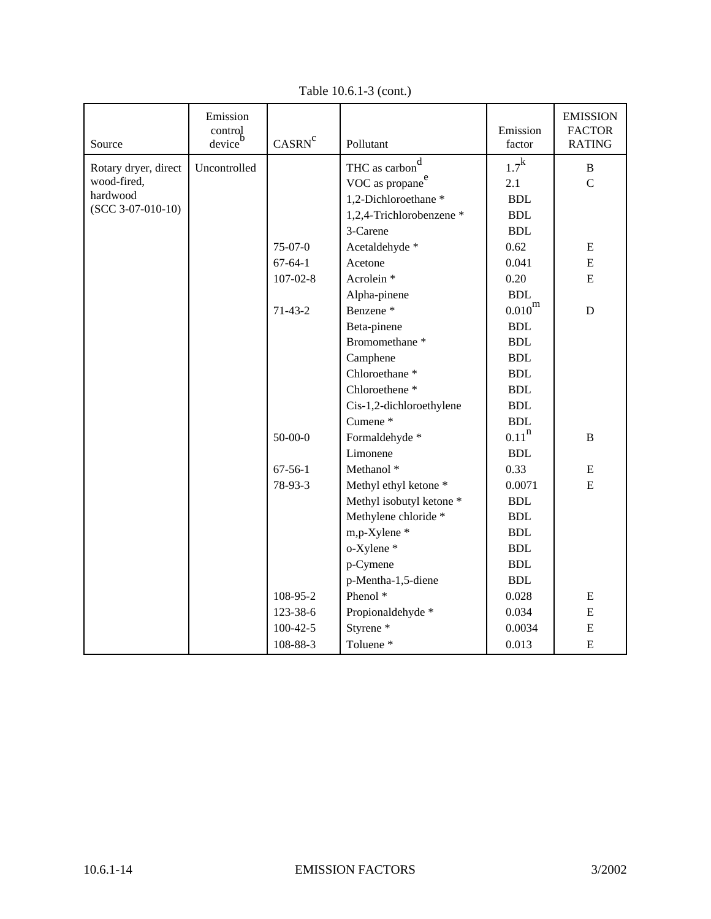Table 10.6.1-3 (cont.)

| Source | Emission control device[b] | CASRN[c] | Pollutant | Emission factor | EMISSION FACTOR RATING |
|---|---|---|---|---|---|
| Rotary dryer, direct wood-fired, hardwood (SCC 3-07-010-10) | Uncontrolled | | THC as carbon[d] | 1.7[k] | B |
| | | | VOC as propane[e] | 2.1 | C |
| | | | 1,2-Dichloroethane * | BDL | |
| | | | 1,2,4-Trichlorobenzene * | BDL | |
| | | | 3-Carene | BDL | |
| | | 75-07-0 | Acetaldehyde * | 0.62 | E |
| | | 67-64-1 | Acetone | 0.041 | E |
| | | 107-02-8 | Acrolein * | 0.20 | E |
| | | | Alpha-pinene | BDL | |
| | | 71-43-2 | Benzene * | 0.010[m] | D |
| | | | Beta-pinene | BDL | |
| | | | Bromomethane * | BDL | |
| | | | Camphene | BDL | |
| | | | Chloroethane * | BDL | |
| | | | Chloroethene * | BDL | |
| | | | Cis-1,2-dichloroethylene | BDL | |
| | | | Cumene * | BDL | |
| | | 50-00-0 | Formaldehyde * | 0.11[n] | B |
| | | | Limonene | BDL | |
| | | 67-56-1 | Methanol * | 0.33 | E |
| | | 78-93-3 | Methyl ethyl ketone * | 0.0071 | E |
| | | | Methyl isobutyl ketone * | BDL | |
| | | | Methylene chloride * | BDL | |
| | | | m,p-Xylene * | BDL | |
| | | | o-Xylene * | BDL | |
| | | | p-Cymene | BDL | |
| | | | p-Mentha-1,5-diene | BDL | |
| | | 108-95-2 | Phenol * | 0.028 | E |
| | | 123-38-6 | Propionaldehyde * | 0.034 | E |
| | | 100-42-5 | Styrene * | 0.0034 | E |
| | | 108-88-3 | Toluene * | 0.013 | E |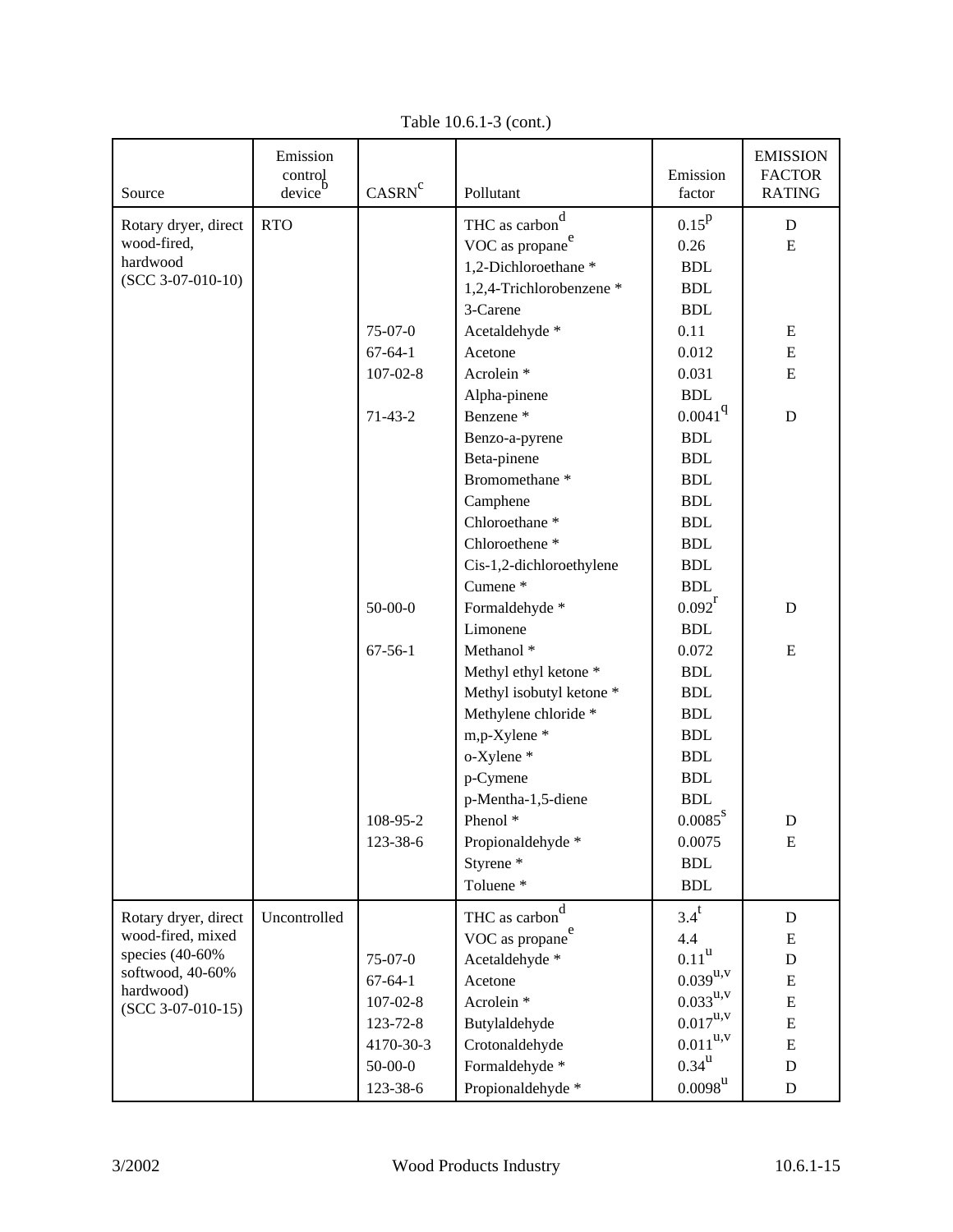Table 10.6.1-3 (cont.)

| Source | Emission control device[b] | CASRN[c] | Pollutant | Emission factor | EMISSION FACTOR RATING |
|---|---|---|---|---|---|
| Rotary dryer, direct wood-fired, hardwood (SCC 3-07-010-10) | RTO | | THC as carbon[d] | 0.15[p] | D |
| | | | VOC as propane[e] | 0.26 | E |
| | | | 1,2-Dichloroethane * | BDL | |
| | | | 1,2,4-Trichlorobenzene * | BDL | |
| | | | 3-Carene | BDL | |
| | | 75-07-0 | Acetaldehyde * | 0.11 | E |
| | | 67-64-1 | Acetone | 0.012 | E |
| | | 107-02-8 | Acrolein * | 0.031 | E |
| | | | Alpha-pinene | BDL | |
| | | 71-43-2 | Benzene * | 0.0041[q] | D |
| | | | Benzo-a-pyrene | BDL | |
| | | | Beta-pinene | BDL | |
| | | | Bromomethane * | BDL | |
| | | | Camphene | BDL | |
| | | | Chloroethane * | BDL | |
| | | | Chloroethene * | BDL | |
| | | | Cis-1,2-dichloroethylene | BDL | |
| | | | Cumene * | BDL | |
| | | 50-00-0 | Formaldehyde * | 0.092[r] | D |
| | | | Limonene | BDL | |
| | | 67-56-1 | Methanol * | 0.072 | E |
| | | | Methyl ethyl ketone * | BDL | |
| | | | Methyl isobutyl ketone * | BDL | |
| | | | Methylene chloride * | BDL | |
| | | | m,p-Xylene * | BDL | |
| | | | o-Xylene * | BDL | |
| | | | p-Cymene | BDL | |
| | | | p-Mentha-1,5-diene | BDL | |
| | | 108-95-2 | Phenol * | 0.0085[s] | D |
| | | 123-38-6 | Propionaldehyde * | 0.0075 | E |
| | | | Styrene * | BDL | |
| | | | Toluene * | BDL | |
| Rotary dryer, direct wood-fired, mixed species (40-60% softwood, 40-60% hardwood) (SCC 3-07-010-15) | Uncontrolled | | THC as carbon[d] | 3.4[t] | D |
| | | | VOC as propane[e] | 4.4 | E |
| | | 75-07-0 | Acetaldehyde * | 0.11[u] | D |
| | | 67-64-1 | Acetone | 0.039[u,v] | E |
| | | 107-02-8 | Acrolein * | 0.033[u,v] | E |
| | | 123-72-8 | Butylaldehyde | 0.017[u,v] | E |
| | | 4170-30-3 | Crotonaldehyde | 0.011[u,v] | E |
| | | 50-00-0 | Formaldehyde * | 0.34[u] | D |
| | | 123-38-6 | Propionaldehyde * | 0.0098[u] | D |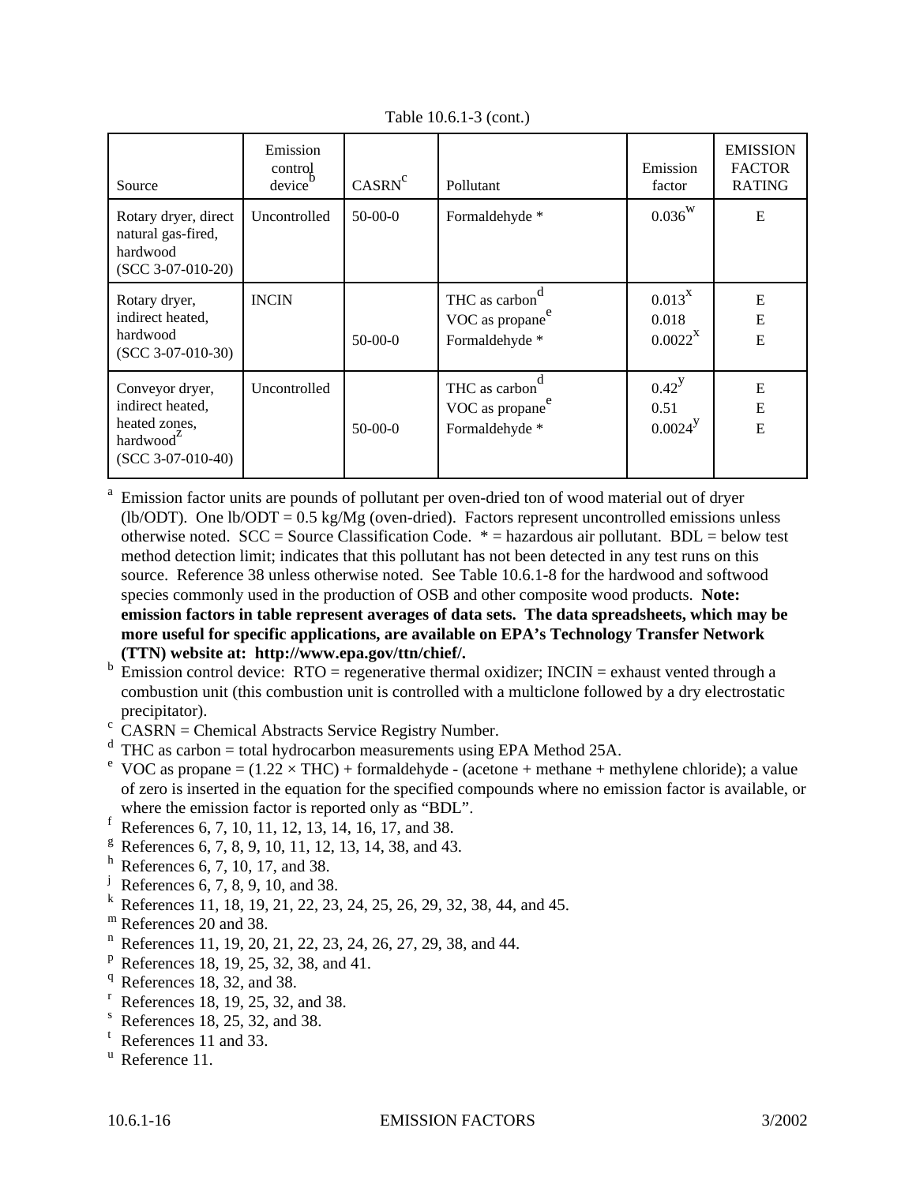Table 10.6.1-3 (cont.)

| Source | Emission control device[b] | CASRN[c] | Pollutant | Emission factor | EMISSION FACTOR RATING |
|---|---|---|---|---|---|
| Rotary dryer, direct natural gas-fired, hardwood (SCC 3-07-010-20) | Uncontrolled | 50-00-0 | Formaldehyde * | 0.036[w] | E |
| Rotary dryer, indirect heated, hardwood (SCC 3-07-010-30) | INCIN | | THC as carbon[d] | 0.013[x] | E |
| | | | VOC as propane[e] | 0.018 | E |
| | | 50-00-0 | Formaldehyde * | 0.0022[x] | E |
| Conveyor dryer, indirect heated, heated zones, hardwood[z] (SCC 3-07-010-40) | Uncontrolled | | THC as carbon[d] | 0.42[y] | E |
| | | | VOC as propane[e] | 0.51 | E |
| | | 50-00-0 | Formaldehyde * | 0.0024[y] | E |

[a] Emission factor units are pounds of pollutant per oven-dried ton of wood material out of dryer (lb/ODT). One lb/ODT = 0.5 kg/Mg (oven-dried). Factors represent uncontrolled emissions unless otherwise noted. SCC = Source Classification Code. * = hazardous air pollutant. BDL = below test method detection limit; indicates that this pollutant has not been detected in any test runs on this source. Reference 38 unless otherwise noted. See Table 10.6.1-8 for the hardwood and softwood species commonly used in the production of OSB and other composite wood products. **Note: emission factors in table represent averages of data sets. The data spreadsheets, which may be more useful for specific applications, are available on EPA's Technology Transfer Network (TTN) website at: http://www.epa.gov/ttn/chief/.**

[b] Emission control device: RTO = regenerative thermal oxidizer; INCIN = exhaust vented through a combustion unit (this combustion unit is controlled with a multiclone followed by a dry electrostatic precipitator).

[c] CASRN = Chemical Abstracts Service Registry Number.

[d] THC as carbon = total hydrocarbon measurements using EPA Method 25A.

[e] VOC as propane = (1.22 × THC) + formaldehyde - (acetone + methane + methylene chloride); a value of zero is inserted in the equation for the specified compounds where no emission factor is available, or where the emission factor is reported only as "BDL".

[f] References 6, 7, 10, 11, 12, 13, 14, 16, 17, and 38.

[g] References 6, 7, 8, 9, 10, 11, 12, 13, 14, 38, and 43.

[h] References 6, 7, 10, 17, and 38.

[j] References 6, 7, 8, 9, 10, and 38.

[k] References 11, 18, 19, 21, 22, 23, 24, 25, 26, 29, 32, 38, 44, and 45.

[m] References 20 and 38.

[n] References 11, 19, 20, 21, 22, 23, 24, 26, 27, 29, 38, and 44.

[p] References 18, 19, 25, 32, 38, and 41.

[q] References 18, 32, and 38.

[r] References 18, 19, 25, 32, and 38.

[s] References 18, 25, 32, and 38.

[t] References 11 and 33.

[u] Reference 11.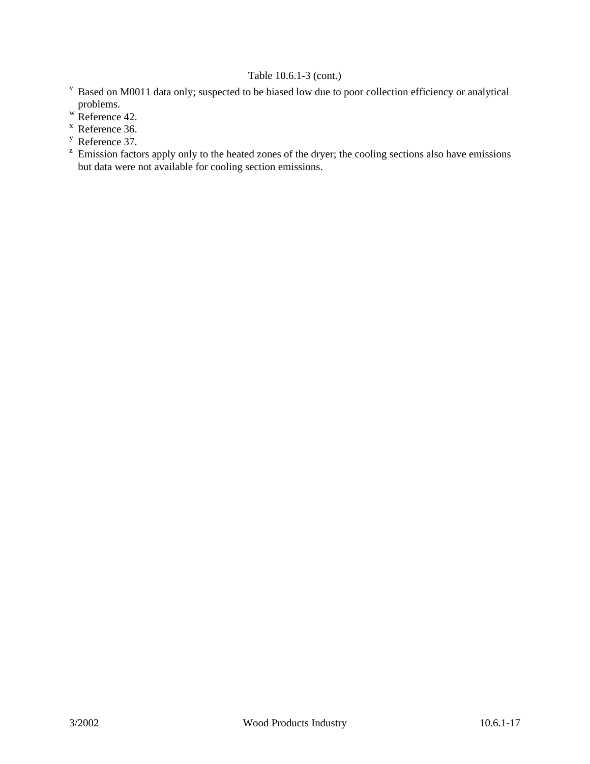Table 10.6.1-3 (cont.)

[v] Based on M0011 data only; suspected to be biased low due to poor collection efficiency or analytical problems.

[w] Reference 42.

[x] Reference 36.

[y] Reference 37.

[z] Emission factors apply only to the heated zones of the dryer; the cooling sections also have emissions but data were not available for cooling section emissions.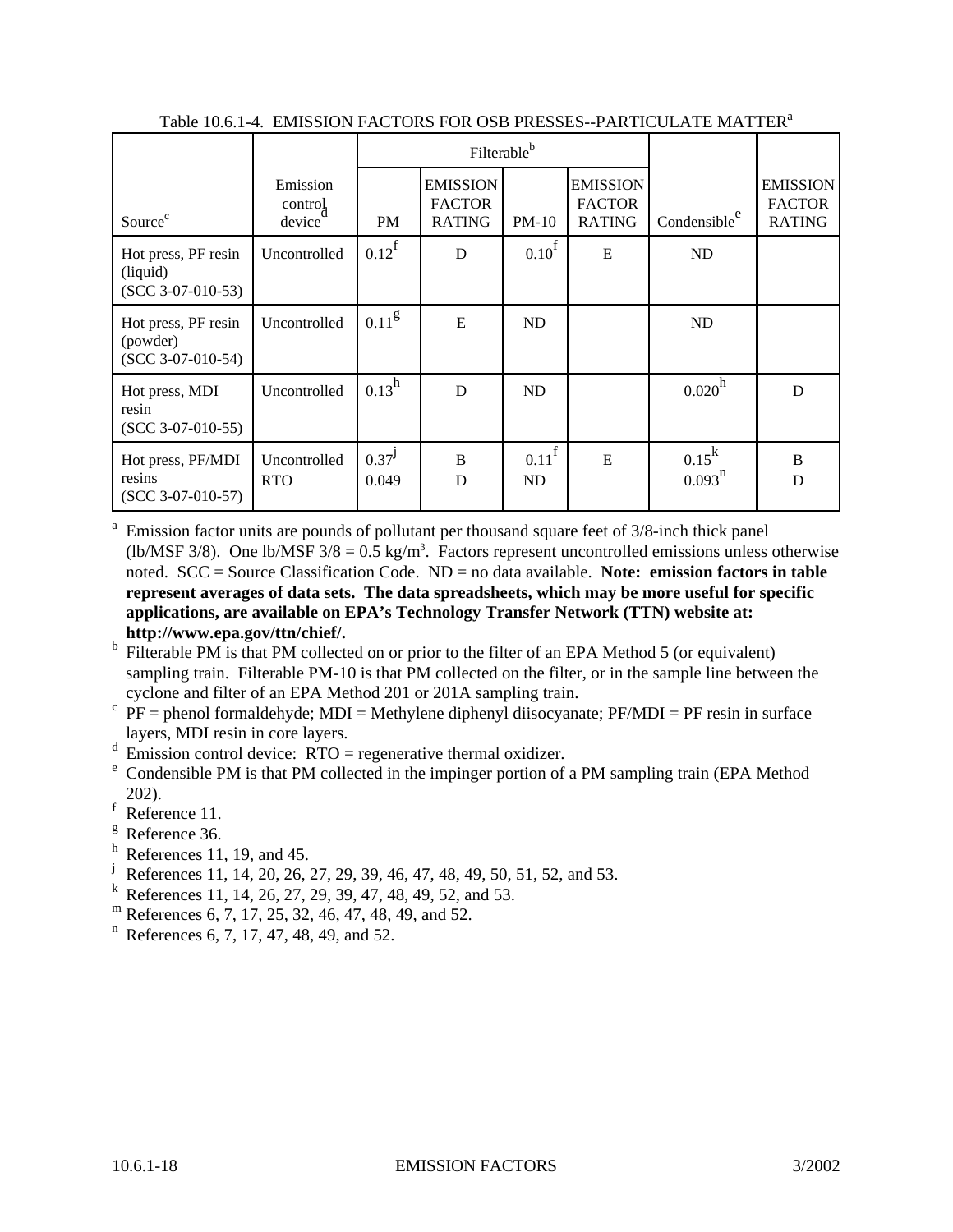Table 10.6.1-4. EMISSION FACTORS FOR OSB PRESSES--PARTICULATE MATTER[a]

| Source[c] | Emission control device[d] | Filterable[b] | | | | Condensible[e] | EMISSION FACTOR RATING |
|---|---|---|---|---|---|---|---|
| | | PM | EMISSION FACTOR RATING | PM-10 | EMISSION FACTOR RATING | | |
| Hot press, PF resin (liquid) (SCC 3-07-010-53) | Uncontrolled | 0.12[f] | D | 0.10[f] | E | ND | |
| Hot press, PF resin (powder) (SCC 3-07-010-54) | Uncontrolled | 0.11[g] | E | ND | | ND | |
| Hot press, MDI resin (SCC 3-07-010-55) | Uncontrolled | 0.13[h] | D | ND | | 0.020[h] | D |
| Hot press, PF/MDI resins (SCC 3-07-010-57) | Uncontrolled<br>RTO | 0.37[j]<br>0.049 | B<br>D | 0.11[f]<br>ND | E | 0.15[k]<br>0.093[n] | B<br>D |

[a] Emission factor units are pounds of pollutant per thousand square feet of 3/8-inch thick panel (lb/MSF 3/8). One lb/MSF 3/8 = 0.5 kg/m$^3$. Factors represent uncontrolled emissions unless otherwise noted. SCC = Source Classification Code. ND = no data available. **Note: emission factors in table represent averages of data sets. The data spreadsheets, which may be more useful for specific applications, are available on EPA's Technology Transfer Network (TTN) website at: http://www.epa.gov/ttn/chief/.**

[b] Filterable PM is that PM collected on or prior to the filter of an EPA Method 5 (or equivalent) sampling train. Filterable PM-10 is that PM collected on the filter, or in the sample line between the cyclone and filter of an EPA Method 201 or 201A sampling train.

[c] PF = phenol formaldehyde; MDI = Methylene diphenyl diisocyanate; PF/MDI = PF resin in surface layers, MDI resin in core layers.

[d] Emission control device: RTO = regenerative thermal oxidizer.

[e] Condensible PM is that PM collected in the impinger portion of a PM sampling train (EPA Method 202).

[f] Reference 11.

[g] Reference 36.

[h] References 11, 19, and 45.

[j] References 11, 14, 20, 26, 27, 29, 39, 46, 47, 48, 49, 50, 51, 52, and 53.

[k] References 11, 14, 26, 27, 29, 39, 47, 48, 49, 52, and 53.

[m] References 6, 7, 17, 25, 32, 46, 47, 48, 49, and 52.

[n] References 6, 7, 17, 47, 48, 49, and 52.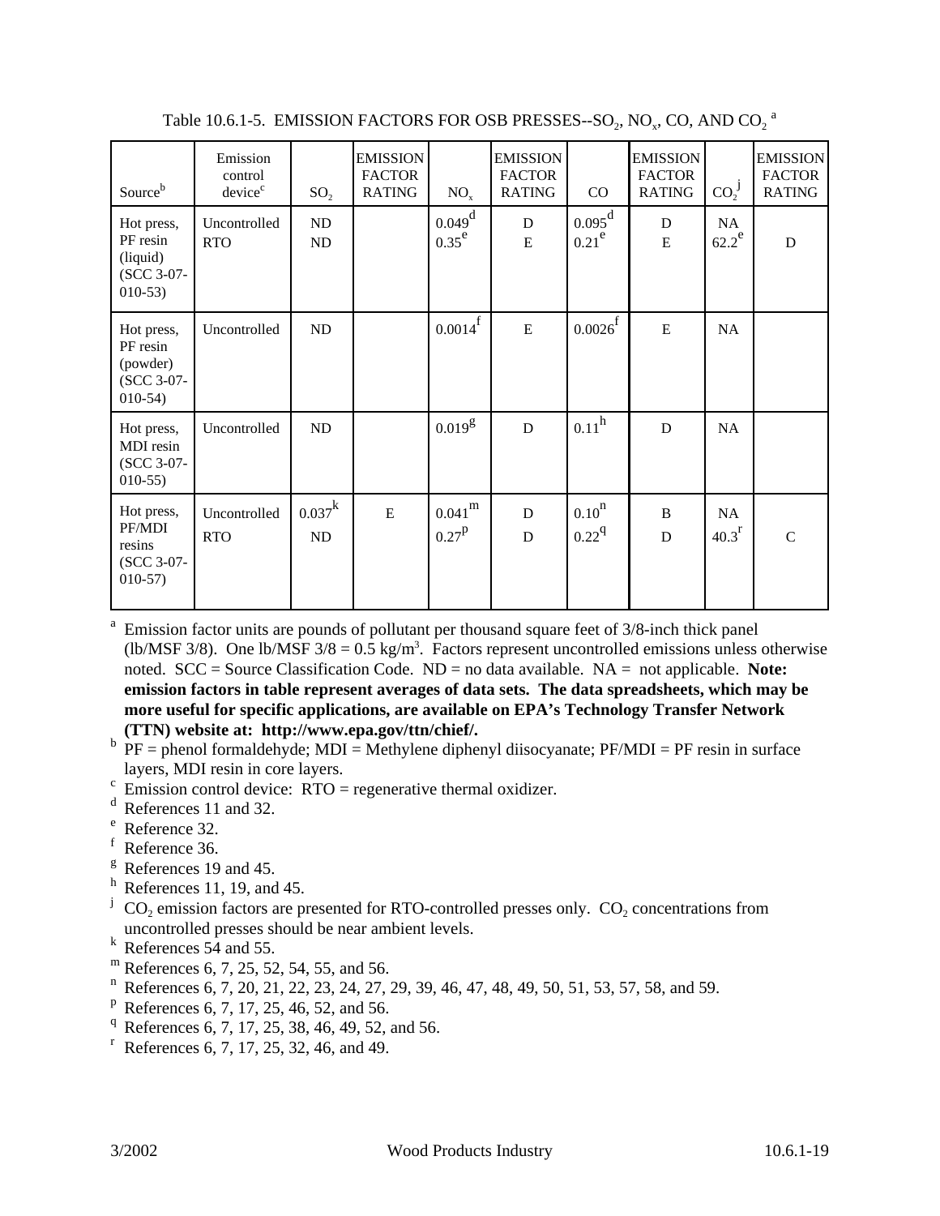Table 10.6.1-5. EMISSION FACTORS FOR OSB PRESSES--$SO_2$, $NO_x$, CO, AND $CO_2$ [a]

| Source[b] | Emission control device[c] | $SO_2$ | EMISSION FACTOR RATING | $NO_x$ | EMISSION FACTOR RATING | CO | EMISSION FACTOR RATING | $CO_2$ [j] | EMISSION FACTOR RATING |
|---|---|---|---|---|---|---|---|---|---|
| Hot press, PF resin (liquid) (SCC 3-07-010-53) | Uncontrolled<br>RTO | ND<br>ND | | 0.049[d]<br>0.35[e] | D<br>E | 0.095[d]<br>0.21[e] | D<br>E | NA<br>62.2[e] | D |
| Hot press, PF resin (powder) (SCC 3-07-010-54) | Uncontrolled | ND | | 0.0014[f] | E | 0.0026[f] | E | NA | |
| Hot press, MDI resin (SCC 3-07-010-55) | Uncontrolled | ND | | 0.019[g] | D | 0.11[h] | D | NA | |
| Hot press, PF/MDI resins (SCC 3-07-010-57) | Uncontrolled<br>RTO | 0.037[k]<br>ND | E | 0.041[m]<br>0.27[p] | D<br>D | 0.10[n]<br>0.22[q] | B<br>D | NA<br>40.3[r] | C |

[a] Emission factor units are pounds of pollutant per thousand square feet of 3/8-inch thick panel (lb/MSF 3/8). One lb/MSF 3/8 = 0.5 kg/$m^3$. Factors represent uncontrolled emissions unless otherwise noted. SCC = Source Classification Code. ND = no data available. NA = not applicable. **Note: emission factors in table represent averages of data sets. The data spreadsheets, which may be more useful for specific applications, are available on EPA's Technology Transfer Network (TTN) website at: http://www.epa.gov/ttn/chief/.**

[b] PF = phenol formaldehyde; MDI = Methylene diphenyl diisocyanate; PF/MDI = PF resin in surface layers, MDI resin in core layers.

[c] Emission control device: RTO = regenerative thermal oxidizer.

[d] References 11 and 32.

[e] Reference 32.

[f] Reference 36.

[g] References 19 and 45.

[h] References 11, 19, and 45.

[j] $CO_2$ emission factors are presented for RTO-controlled presses only. $CO_2$ concentrations from uncontrolled presses should be near ambient levels.

[k] References 54 and 55.

[m] References 6, 7, 25, 52, 54, 55, and 56.

[n] References 6, 7, 20, 21, 22, 23, 24, 27, 29, 39, 46, 47, 48, 49, 50, 51, 53, 57, 58, and 59.

[p] References 6, 7, 17, 25, 46, 52, and 56.

[q] References 6, 7, 17, 25, 38, 46, 49, 52, and 56.

[r] References 6, 7, 17, 25, 32, 46, and 49.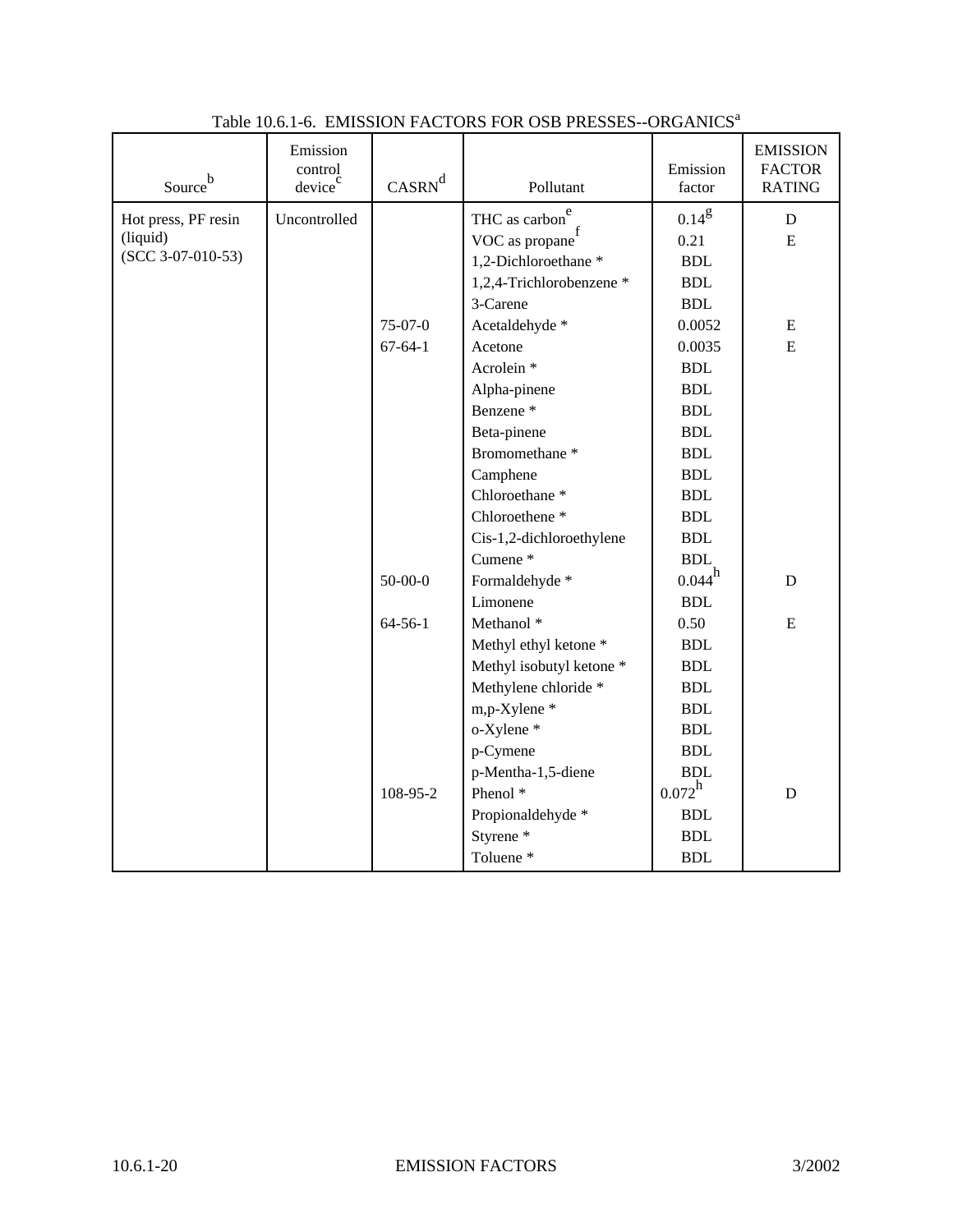Table 10.6.1-6. EMISSION FACTORS FOR OSB PRESSES--ORGANICS[a]

| Source[b] | Emission control device[c] | CASRN[d] | Pollutant | Emission factor | EMISSION FACTOR RATING |
|---|---|---|---|---|---|
| Hot press, PF resin (liquid) (SCC 3-07-010-53) | Uncontrolled | | THC as carbon[e] | 0.14[g] | D |
| | | | VOC as propane[f] | 0.21 | E |
| | | | 1,2-Dichloroethane * | BDL | |
| | | | 1,2,4-Trichlorobenzene * | BDL | |
| | | | 3-Carene | BDL | |
| | | 75-07-0 | Acetaldehyde * | 0.0052 | E |
| | | 67-64-1 | Acetone | 0.0035 | E |
| | | | Acrolein * | BDL | |
| | | | Alpha-pinene | BDL | |
| | | | Benzene * | BDL | |
| | | | Beta-pinene | BDL | |
| | | | Bromomethane * | BDL | |
| | | | Camphene | BDL | |
| | | | Chloroethane * | BDL | |
| | | | Chloroethene * | BDL | |
| | | | Cis-1,2-dichloroethylene | BDL | |
| | | | Cumene * | BDL | |
| | | 50-00-0 | Formaldehyde * | 0.044[h] | D |
| | | | Limonene | BDL | |
| | | 64-56-1 | Methanol * | 0.50 | E |
| | | | Methyl ethyl ketone * | BDL | |
| | | | Methyl isobutyl ketone * | BDL | |
| | | | Methylene chloride * | BDL | |
| | | | m,p-Xylene * | BDL | |
| | | | o-Xylene * | BDL | |
| | | | p-Cymene | BDL | |
| | | | p-Mentha-1,5-diene | BDL | |
| | | 108-95-2 | Phenol * | 0.072[h] | D |
| | | | Propionaldehyde * | BDL | |
| | | | Styrene * | BDL | |
| | | | Toluene * | BDL | |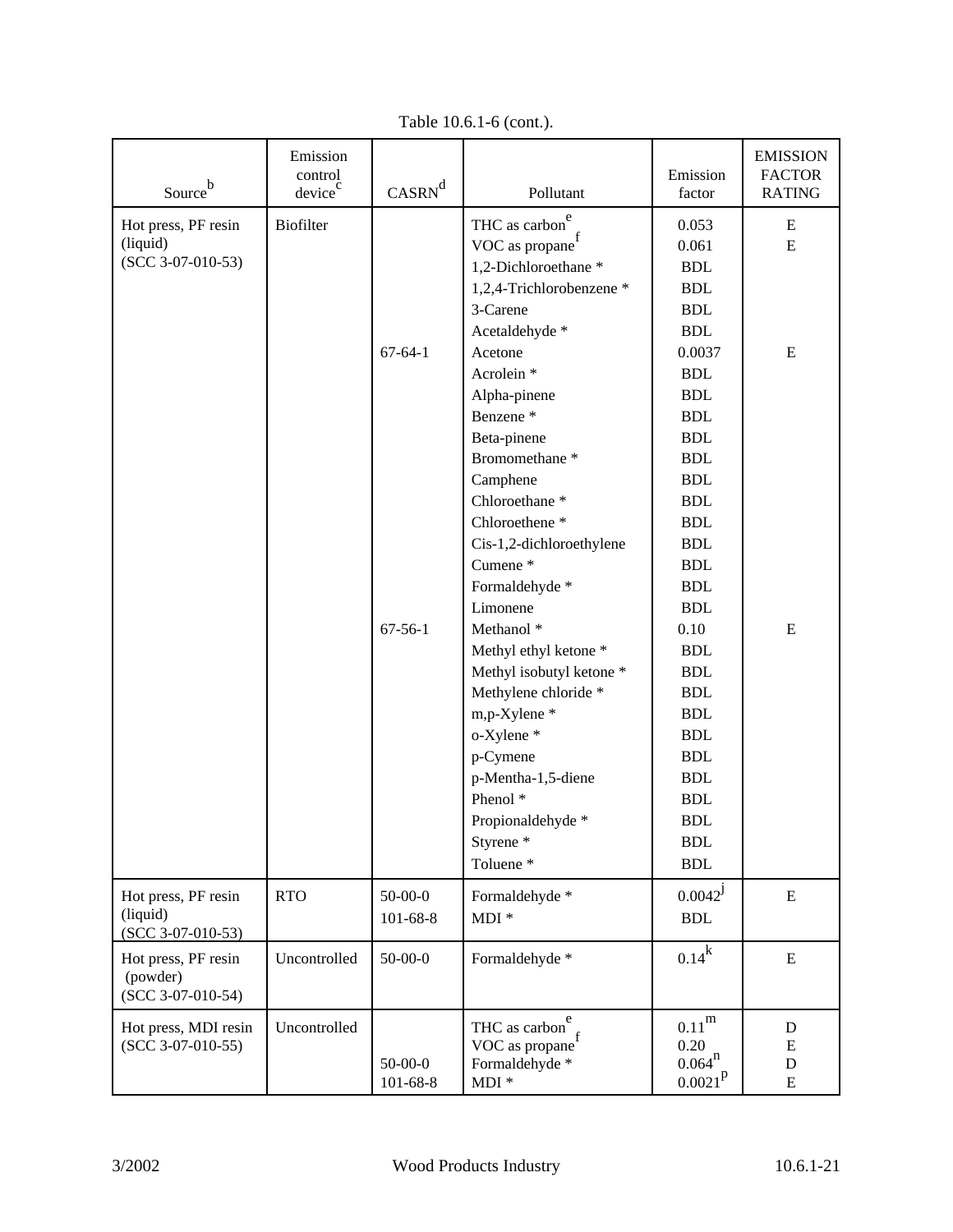Table 10.6.1-6 (cont.).

| Source[b] | Emission control device[c] | CASRN[d] | Pollutant | Emission factor | EMISSION FACTOR RATING |
|---|---|---|---|---|---|
| Hot press, PF resin (liquid) (SCC 3-07-010-53) | Biofilter | | THC as carbon[e] | 0.053 | E |
| | | | VOC as propane[f] | 0.061 | E |
| | | | 1,2-Dichloroethane * | BDL | |
| | | | 1,2,4-Trichlorobenzene * | BDL | |
| | | | 3-Carene | BDL | |
| | | | Acetaldehyde * | BDL | |
| | | 67-64-1 | Acetone | 0.0037 | E |
| | | | Acrolein * | BDL | |
| | | | Alpha-pinene | BDL | |
| | | | Benzene * | BDL | |
| | | | Beta-pinene | BDL | |
| | | | Bromomethane * | BDL | |
| | | | Camphene | BDL | |
| | | | Chloroethane * | BDL | |
| | | | Chloroethene * | BDL | |
| | | | Cis-1,2-dichloroethylene | BDL | |
| | | | Cumene * | BDL | |
| | | | Formaldehyde * | BDL | |
| | | | Limonene | BDL | |
| | | 67-56-1 | Methanol * | 0.10 | E |
| | | | Methyl ethyl ketone * | BDL | |
| | | | Methyl isobutyl ketone * | BDL | |
| | | | Methylene chloride * | BDL | |
| | | | m,p-Xylene * | BDL | |
| | | | o-Xylene * | BDL | |
| | | | p-Cymene | BDL | |
| | | | p-Mentha-1,5-diene | BDL | |
| | | | Phenol * | BDL | |
| | | | Propionaldehyde * | BDL | |
| | | | Styrene * | BDL | |
| | | | Toluene * | BDL | |
| Hot press, PF resin (liquid) (SCC 3-07-010-53) | RTO | 50-00-0 | Formaldehyde * | 0.0042[j] | E |
| | | 101-68-8 | MDI * | BDL | |
| Hot press, PF resin (powder) (SCC 3-07-010-54) | Uncontrolled | 50-00-0 | Formaldehyde * | 0.14[k] | E |
| Hot press, MDI resin (SCC 3-07-010-55) | Uncontrolled | | THC as carbon[e] | 0.11[m] | D |
| | | | VOC as propane[f] | 0.20 | E |
| | | 50-00-0 | Formaldehyde * | 0.064[n] | D |
| | | 101-68-8 | MDI * | 0.0021[p] | E |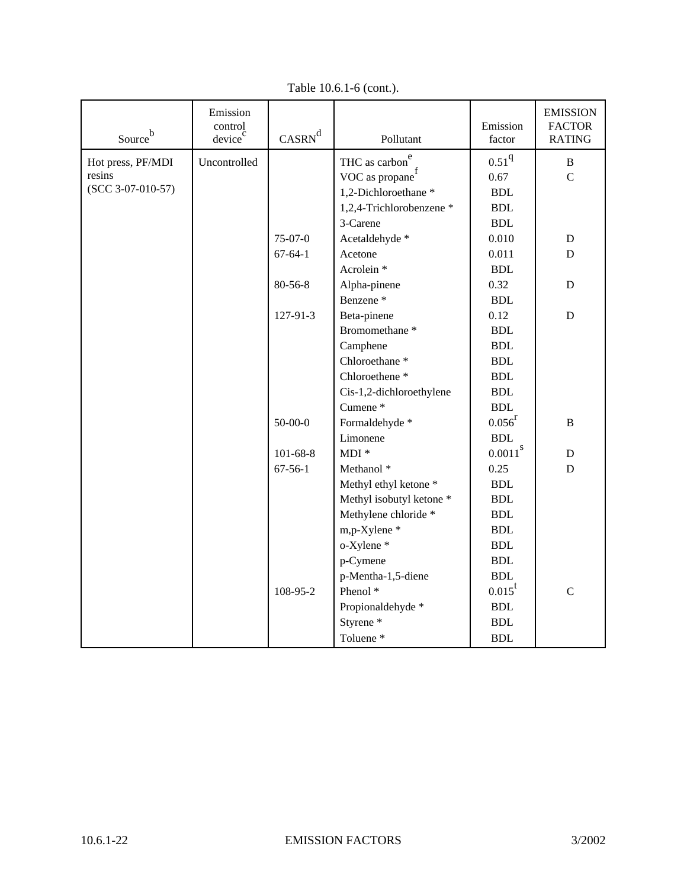Table 10.6.1-6 (cont.).

| Source[b] | Emission control device[c] | CASRN[d] | Pollutant | Emission factor | EMISSION FACTOR RATING |
|---|---|---|---|---|---|
| Hot press, PF/MDI resins (SCC 3-07-010-57) | Uncontrolled | | THC as carbon[e] | 0.51[q] | B |
| | | | VOC as propane[f] | 0.67 | C |
| | | | 1,2-Dichloroethane * | BDL | |
| | | | 1,2,4-Trichlorobenzene * | BDL | |
| | | | 3-Carene | BDL | |
| | | 75-07-0 | Acetaldehyde * | 0.010 | D |
| | | 67-64-1 | Acetone | 0.011 | D |
| | | | Acrolein * | BDL | |
| | | 80-56-8 | Alpha-pinene | 0.32 | D |
| | | | Benzene * | BDL | |
| | | 127-91-3 | Beta-pinene | 0.12 | D |
| | | | Bromomethane * | BDL | |
| | | | Camphene | BDL | |
| | | | Chloroethane * | BDL | |
| | | | Chloroethene * | BDL | |
| | | | Cis-1,2-dichloroethylene | BDL | |
| | | | Cumene * | BDL | |
| | | 50-00-0 | Formaldehyde * | 0.056[r] | B |
| | | | Limonene | BDL | |
| | | 101-68-8 | MDI * | 0.0011[s] | D |
| | | 67-56-1 | Methanol * | 0.25 | D |
| | | | Methyl ethyl ketone * | BDL | |
| | | | Methyl isobutyl ketone * | BDL | |
| | | | Methylene chloride * | BDL | |
| | | | m,p-Xylene * | BDL | |
| | | | o-Xylene * | BDL | |
| | | | p-Cymene | BDL | |
| | | | p-Mentha-1,5-diene | BDL | |
| | | 108-95-2 | Phenol * | 0.015[t] | C |
| | | | Propionaldehyde * | BDL | |
| | | | Styrene * | BDL | |
| | | | Toluene * | BDL | |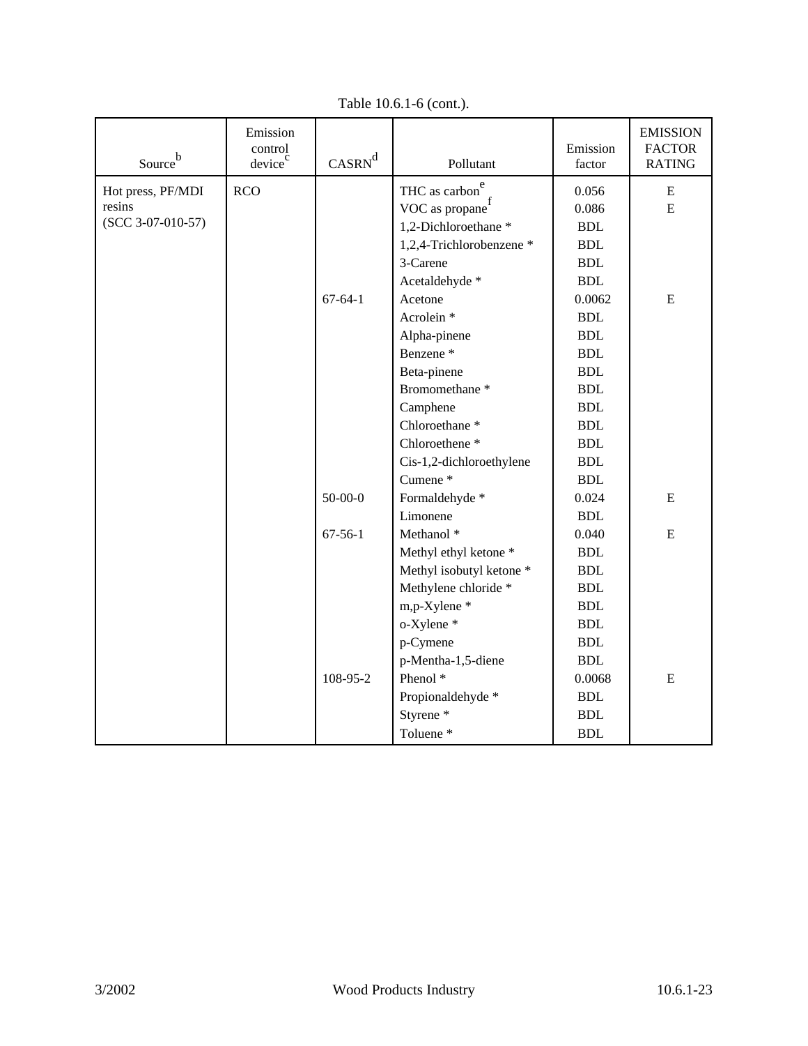Table 10.6.1-6 (cont.).

| Source[b] | Emission control device[c] | CASRN[d] | Pollutant | Emission factor | EMISSION FACTOR RATING |
|---|---|---|---|---|---|
| Hot press, PF/MDI resins (SCC 3-07-010-57) | RCO | | THC as carbon[e] | 0.056 | E |
| | | | VOC as propane[f] | 0.086 | E |
| | | | 1,2-Dichloroethane * | BDL | |
| | | | 1,2,4-Trichlorobenzene * | BDL | |
| | | | 3-Carene | BDL | |
| | | | Acetaldehyde * | BDL | |
| | | 67-64-1 | Acetone | 0.0062 | E |
| | | | Acrolein * | BDL | |
| | | | Alpha-pinene | BDL | |
| | | | Benzene * | BDL | |
| | | | Beta-pinene | BDL | |
| | | | Bromomethane * | BDL | |
| | | | Camphene | BDL | |
| | | | Chloroethane * | BDL | |
| | | | Chloroethene * | BDL | |
| | | | Cis-1,2-dichloroethylene | BDL | |
| | | | Cumene * | BDL | |
| | | 50-00-0 | Formaldehyde * | 0.024 | E |
| | | | Limonene | BDL | |
| | | 67-56-1 | Methanol * | 0.040 | E |
| | | | Methyl ethyl ketone * | BDL | |
| | | | Methyl isobutyl ketone * | BDL | |
| | | | Methylene chloride * | BDL | |
| | | | m,p-Xylene * | BDL | |
| | | | o-Xylene * | BDL | |
| | | | p-Cymene | BDL | |
| | | | p-Mentha-1,5-diene | BDL | |
| | | 108-95-2 | Phenol * | 0.0068 | E |
| | | | Propionaldehyde * | BDL | |
| | | | Styrene * | BDL | |
| | | | Toluene * | BDL | |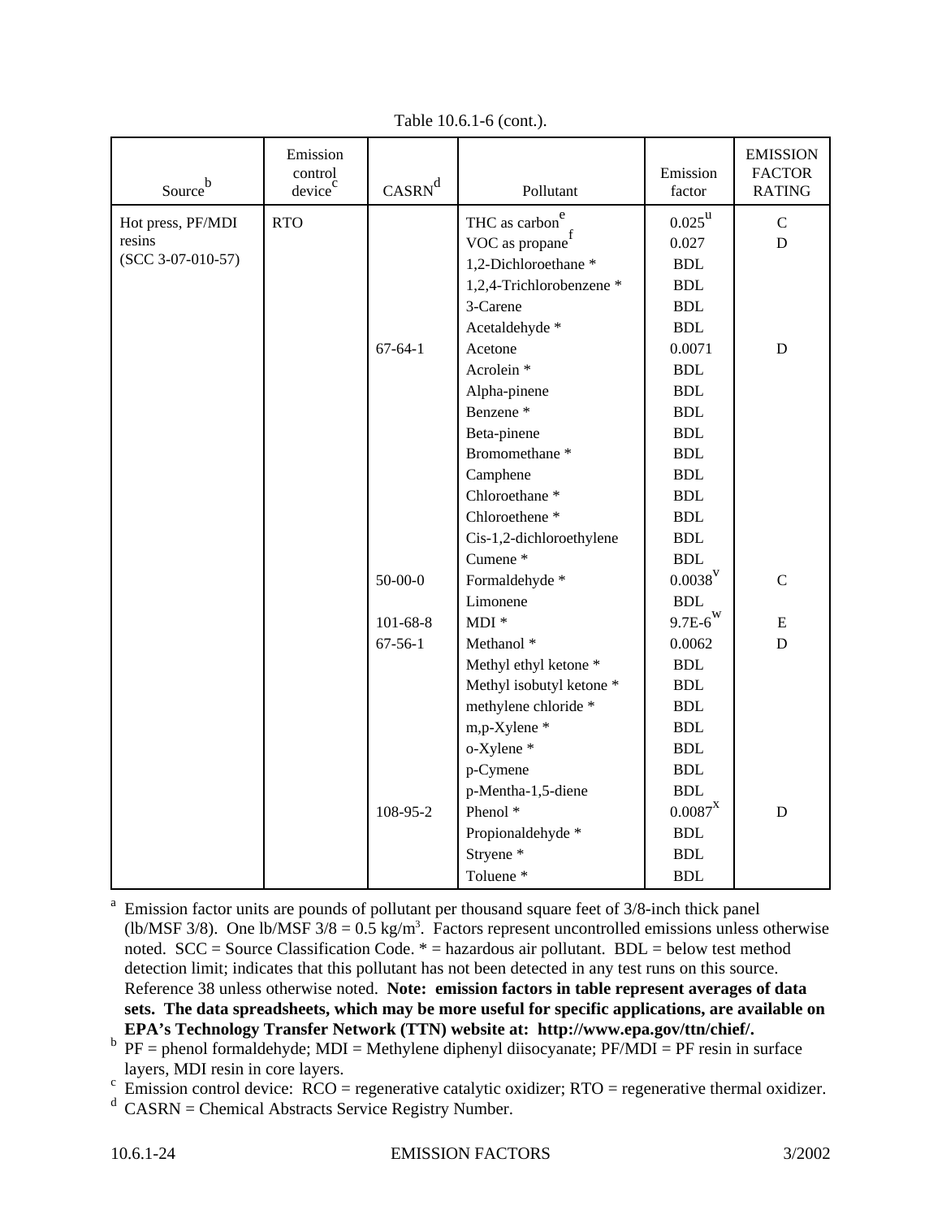Table 10.6.1-6 (cont.).

| Source[b] | Emission control device[c] | CASRN[d] | Pollutant | Emission factor | EMISSION FACTOR RATING |
|---|---|---|---|---|---|
| Hot press, PF/MDI resins (SCC 3-07-010-57) | RTO | | THC as carbon[e] | 0.025[u] | C |
| | | | VOC as propane[f] | 0.027 | D |
| | | | 1,2-Dichloroethane * | BDL | |
| | | | 1,2,4-Trichlorobenzene * | BDL | |
| | | | 3-Carene | BDL | |
| | | | Acetaldehyde * | BDL | |
| | | 67-64-1 | Acetone | 0.0071 | D |
| | | | Acrolein * | BDL | |
| | | | Alpha-pinene | BDL | |
| | | | Benzene * | BDL | |
| | | | Beta-pinene | BDL | |
| | | | Bromomethane * | BDL | |
| | | | Camphene | BDL | |
| | | | Chloroethane * | BDL | |
| | | | Chloroethene * | BDL | |
| | | | Cis-1,2-dichloroethylene | BDL | |
| | | | Cumene * | BDL | |
| | | 50-00-0 | Formaldehyde * | 0.0038[v] | C |
| | | | Limonene | BDL | |
| | | 101-68-8 | MDI * | 9.7E-6[w] | E |
| | | 67-56-1 | Methanol * | 0.0062 | D |
| | | | Methyl ethyl ketone * | BDL | |
| | | | Methyl isobutyl ketone * | BDL | |
| | | | methylene chloride * | BDL | |
| | | | m,p-Xylene * | BDL | |
| | | | o-Xylene * | BDL | |
| | | | p-Cymene | BDL | |
| | | | p-Mentha-1,5-diene | BDL | |
| | | 108-95-2 | Phenol * | 0.0087[x] | D |
| | | | Propionaldehyde * | BDL | |
| | | | Stryene * | BDL | |
| | | | Toluene * | BDL | |

[a] Emission factor units are pounds of pollutant per thousand square feet of 3/8-inch thick panel (lb/MSF 3/8). One lb/MSF 3/8 = 0.5 kg/$m^3$. Factors represent uncontrolled emissions unless otherwise noted. SCC = Source Classification Code. * = hazardous air pollutant. BDL = below test method detection limit; indicates that this pollutant has not been detected in any test runs on this source. Reference 38 unless otherwise noted. **Note: emission factors in table represent averages of data sets. The data spreadsheets, which may be more useful for specific applications, are available on EPA's Technology Transfer Network (TTN) website at: http://www.epa.gov/ttn/chief/.**

[b] PF = phenol formaldehyde; MDI = Methylene diphenyl diisocyanate; PF/MDI = PF resin in surface layers, MDI resin in core layers.

[c] Emission control device: RCO = regenerative catalytic oxidizer; RTO = regenerative thermal oxidizer.

[d] CASRN = Chemical Abstracts Service Registry Number.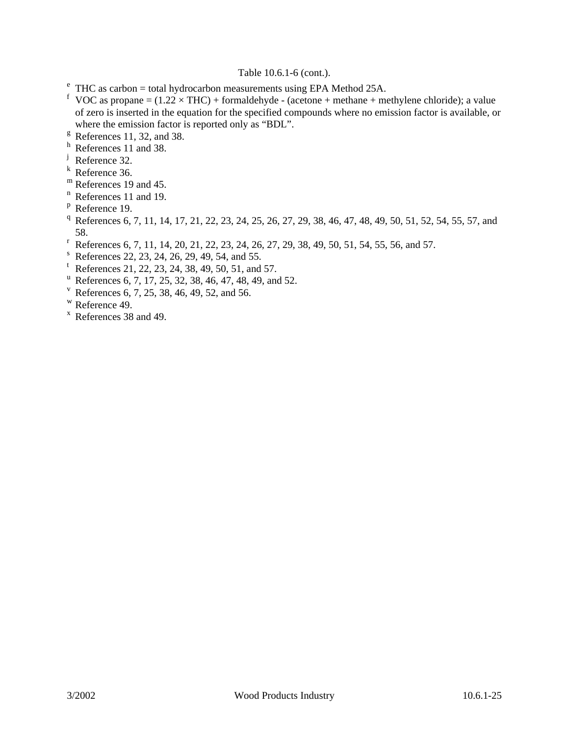Table 10.6.1-6 (cont.).

[e] THC as carbon = total hydrocarbon measurements using EPA Method 25A.

[f] VOC as propane = (1.22 × THC) + formaldehyde - (acetone + methane + methylene chloride); a value of zero is inserted in the equation for the specified compounds where no emission factor is available, or where the emission factor is reported only as "BDL".

[g] References 11, 32, and 38.

[h] References 11 and 38.

[j] Reference 32.

[k] Reference 36.

[m] References 19 and 45.

[n] References 11 and 19.

[p] Reference 19.

[q] References 6, 7, 11, 14, 17, 21, 22, 23, 24, 25, 26, 27, 29, 38, 46, 47, 48, 49, 50, 51, 52, 54, 55, 57, and 58.

[r] References 6, 7, 11, 14, 20, 21, 22, 23, 24, 26, 27, 29, 38, 49, 50, 51, 54, 55, 56, and 57.

[s] References 22, 23, 24, 26, 29, 49, 54, and 55.

[t] References 21, 22, 23, 24, 38, 49, 50, 51, and 57.

[u] References 6, 7, 17, 25, 32, 38, 46, 47, 48, 49, and 52.

[v] References 6, 7, 25, 38, 46, 49, 52, and 56.

[w] Reference 49.

[x] References 38 and 49.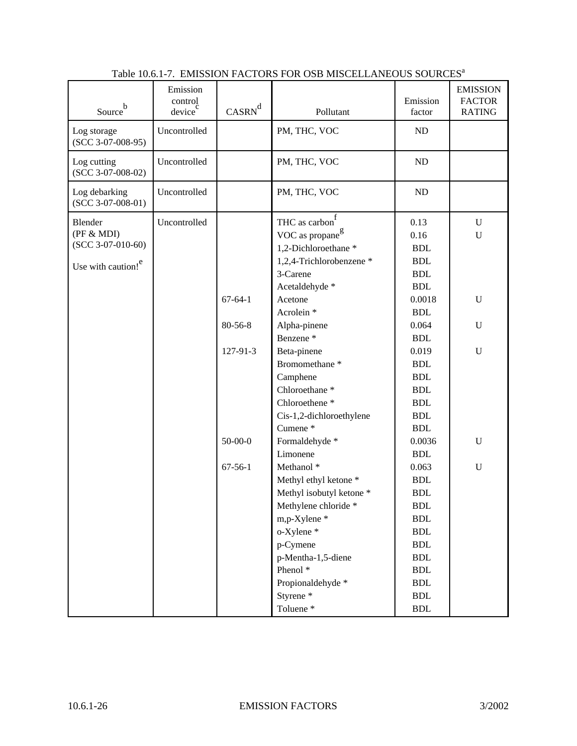Table 10.6.1-7. EMISSION FACTORS FOR OSB MISCELLANEOUS SOURCES[a]

| Source[b] | Emission control device[c] | CASRN[d] | Pollutant | Emission factor | EMISSION FACTOR RATING |
|---|---|---|---|---|---|
| Log storage (SCC 3-07-008-95) | Uncontrolled | | PM, THC, VOC | ND | |
| Log cutting (SCC 3-07-008-02) | Uncontrolled | | PM, THC, VOC | ND | |
| Log debarking (SCC 3-07-008-01) | Uncontrolled | | PM, THC, VOC | ND | |
| Blender (PF & MDI) (SCC 3-07-010-60) Use with caution![e] | Uncontrolled | | THC as carbon[f] | 0.13 | U |
| | | | VOC as propane[g] | 0.16 | U |
| | | | 1,2-Dichloroethane * | BDL | |
| | | | 1,2,4-Trichlorobenzene * | BDL | |
| | | | 3-Carene | BDL | |
| | | | Acetaldehyde * | BDL | |
| | | 67-64-1 | Acetone | 0.0018 | U |
| | | | Acrolein * | BDL | |
| | | 80-56-8 | Alpha-pinene | 0.064 | U |
| | | | Benzene * | BDL | |
| | | 127-91-3 | Beta-pinene | 0.019 | U |
| | | | Bromomethane * | BDL | |
| | | | Camphene | BDL | |
| | | | Chloroethane * | BDL | |
| | | | Chloroethene * | BDL | |
| | | | Cis-1,2-dichloroethylene | BDL | |
| | | | Cumene * | BDL | |
| | | 50-00-0 | Formaldehyde * | 0.0036 | U |
| | | | Limonene | BDL | |
| | | 67-56-1 | Methanol * | 0.063 | U |
| | | | Methyl ethyl ketone * | BDL | |
| | | | Methyl isobutyl ketone * | BDL | |
| | | | Methylene chloride * | BDL | |
| | | | m,p-Xylene * | BDL | |
| | | | o-Xylene * | BDL | |
| | | | p-Cymene | BDL | |
| | | | p-Mentha-1,5-diene | BDL | |
| | | | Phenol * | BDL | |
| | | | Propionaldehyde * | BDL | |
| | | | Styrene * | BDL | |
| | | | Toluene * | BDL | |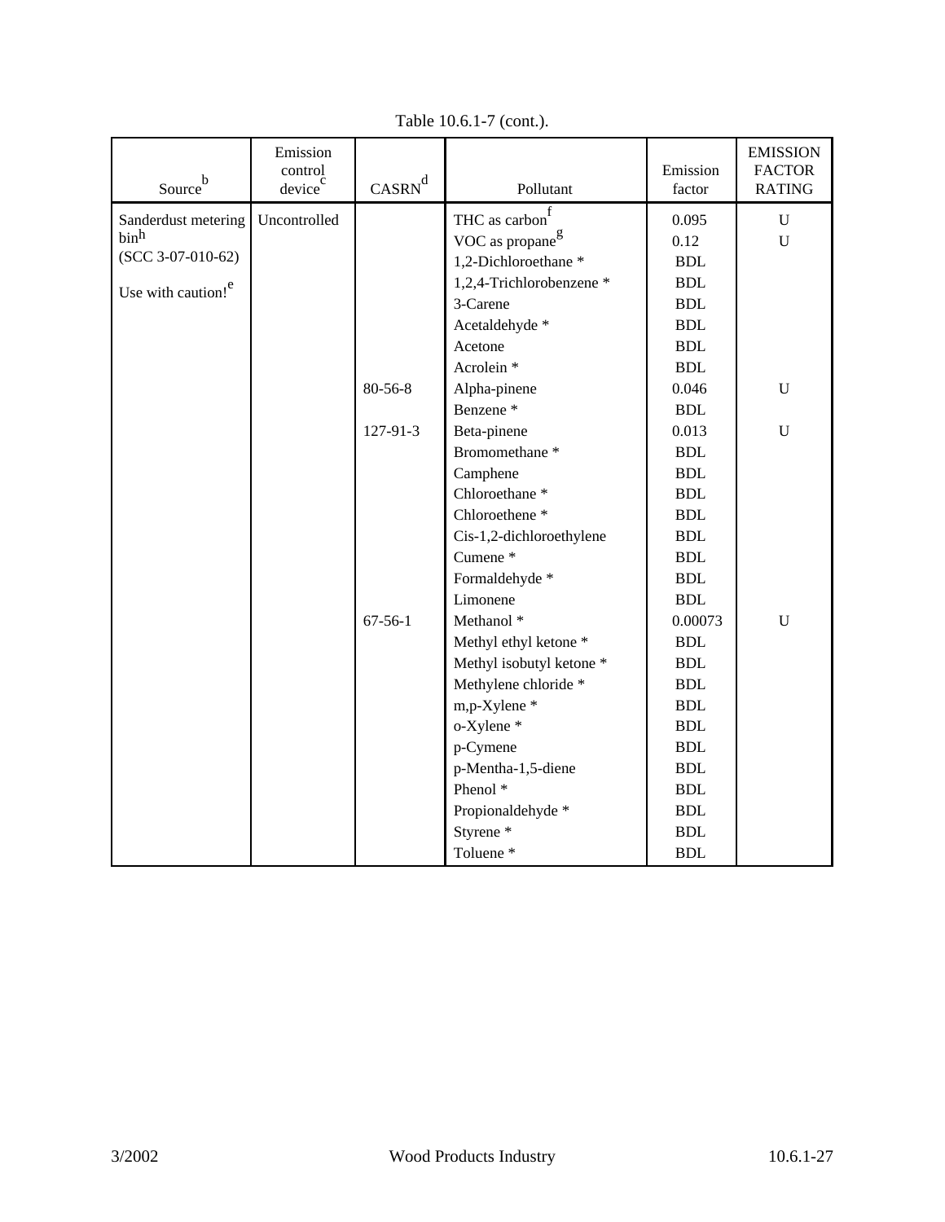Table 10.6.1-7 (cont.).

| Source[b] | Emission control device[c] | CASRN[d] | Pollutant | Emission factor | EMISSION FACTOR RATING |
|---|---|---|---|---|---|
| Sanderdust metering bin[h] (SCC 3-07-010-62) Use with caution![e] | Uncontrolled | | THC as carbon[f] | 0.095 | U |
| | | | VOC as propane[g] | 0.12 | U |
| | | | 1,2-Dichloroethane * | BDL | |
| | | | 1,2,4-Trichlorobenzene * | BDL | |
| | | | 3-Carene | BDL | |
| | | | Acetaldehyde * | BDL | |
| | | | Acetone | BDL | |
| | | | Acrolein * | BDL | |
| | | 80-56-8 | Alpha-pinene | 0.046 | U |
| | | | Benzene * | BDL | |
| | | 127-91-3 | Beta-pinene | 0.013 | U |
| | | | Bromomethane * | BDL | |
| | | | Camphene | BDL | |
| | | | Chloroethane * | BDL | |
| | | | Chloroethene * | BDL | |
| | | | Cis-1,2-dichloroethylene | BDL | |
| | | | Cumene * | BDL | |
| | | | Formaldehyde * | BDL | |
| | | | Limonene | BDL | |
| | | 67-56-1 | Methanol * | 0.00073 | U |
| | | | Methyl ethyl ketone * | BDL | |
| | | | Methyl isobutyl ketone * | BDL | |
| | | | Methylene chloride * | BDL | |
| | | | m,p-Xylene * | BDL | |
| | | | o-Xylene * | BDL | |
| | | | p-Cymene | BDL | |
| | | | p-Mentha-1,5-diene | BDL | |
| | | | Phenol * | BDL | |
| | | | Propionaldehyde * | BDL | |
| | | | Styrene * | BDL | |
| | | | Toluene * | BDL | |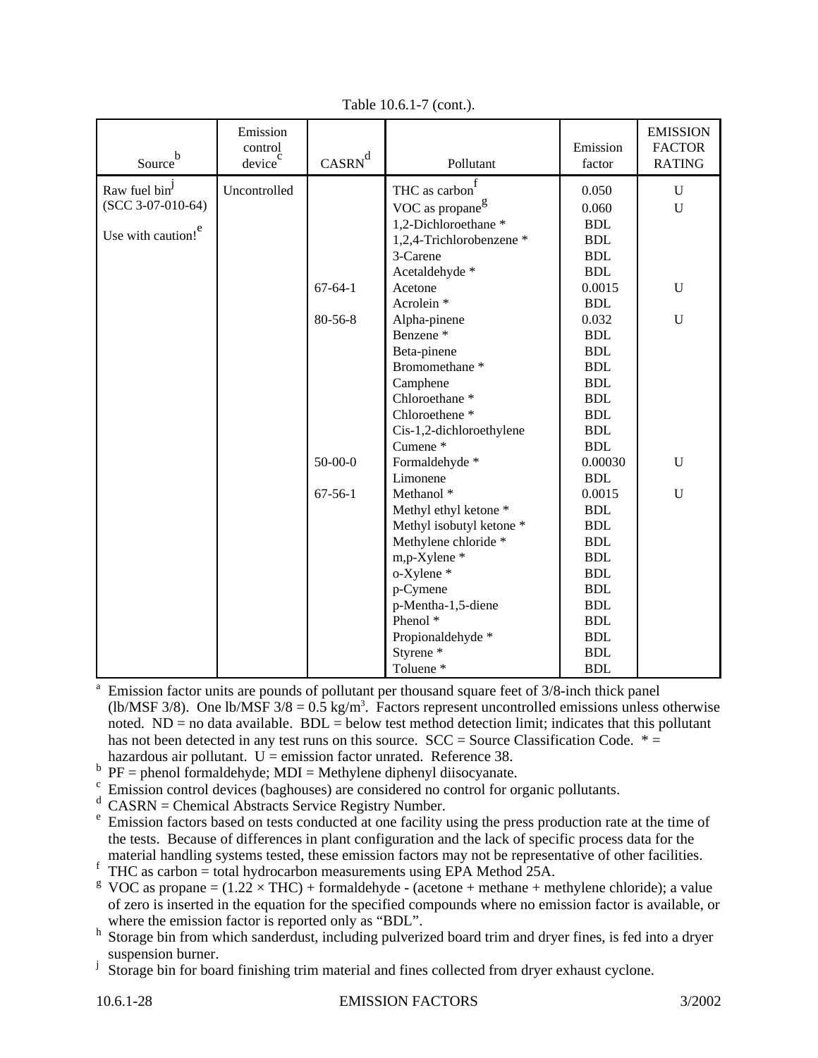Table 10.6.1-7 (cont.).

| Source[b] | Emission control device[c] | CASRN[d] | Pollutant | Emission factor | EMISSION FACTOR RATING |
|---|---|---|---|---|---|
| Raw fuel bin[j] (SCC 3-07-010-64) Use with caution![e] | Uncontrolled | | THC as carbon[f] | 0.050 | U |
| | | | VOC as propane[g] | 0.060 | U |
| | | | 1,2-Dichloroethane * | BDL | |
| | | | 1,2,4-Trichlorobenzene * | BDL | |
| | | | 3-Carene | BDL | |
| | | | Acetaldehyde * | BDL | |
| | | 67-64-1 | Acetone | 0.0015 | U |
| | | | Acrolein * | BDL | |
| | | 80-56-8 | Alpha-pinene | 0.032 | U |
| | | | Benzene * | BDL | |
| | | | Beta-pinene | BDL | |
| | | | Bromomethane * | BDL | |
| | | | Camphene | BDL | |
| | | | Chloroethane * | BDL | |
| | | | Chloroethene * | BDL | |
| | | | Cis-1,2-dichloroethylene | BDL | |
| | | | Cumene * | BDL | |
| | | 50-00-0 | Formaldehyde * | 0.00030 | U |
| | | | Limonene | BDL | |
| | | 67-56-1 | Methanol * | 0.0015 | U |
| | | | Methyl ethyl ketone * | BDL | |
| | | | Methyl isobutyl ketone * | BDL | |
| | | | Methylene chloride * | BDL | |
| | | | m,p-Xylene * | BDL | |
| | | | o-Xylene * | BDL | |
| | | | p-Cymene | BDL | |
| | | | p-Mentha-1,5-diene | BDL | |
| | | | Phenol * | BDL | |
| | | | Propionaldehyde * | BDL | |
| | | | Styrene * | BDL | |
| | | | Toluene * | BDL | |

[a] Emission factor units are pounds of pollutant per thousand square feet of 3/8-inch thick panel (lb/MSF 3/8). One lb/MSF 3/8 = 0.5 kg/$m^3$. Factors represent uncontrolled emissions unless otherwise noted. ND = no data available. BDL = below test method detection limit; indicates that this pollutant has not been detected in any test runs on this source. SCC = Source Classification Code. * = hazardous air pollutant. U = emission factor unrated. Reference 38.

[b] PF = phenol formaldehyde; MDI = Methylene diphenyl diisocyanate.

[c] Emission control devices (baghouses) are considered no control for organic pollutants.

[d] CASRN = Chemical Abstracts Service Registry Number.

[e] Emission factors based on tests conducted at one facility using the press production rate at the time of the tests. Because of differences in plant configuration and the lack of specific process data for the material handling systems tested, these emission factors may not be representative of other facilities.

[f] THC as carbon = total hydrocarbon measurements using EPA Method 25A.

[g] VOC as propane = (1.22 × THC) + formaldehyde - (acetone + methane + methylene chloride); a value of zero is inserted in the equation for the specified compounds where no emission factor is available, or where the emission factor is reported only as "BDL".

[h] Storage bin from which sanderdust, including pulverized board trim and dryer fines, is fed into a dryer suspension burner.

[j] Storage bin for board finishing trim material and fines collected from dryer exhaust cyclone.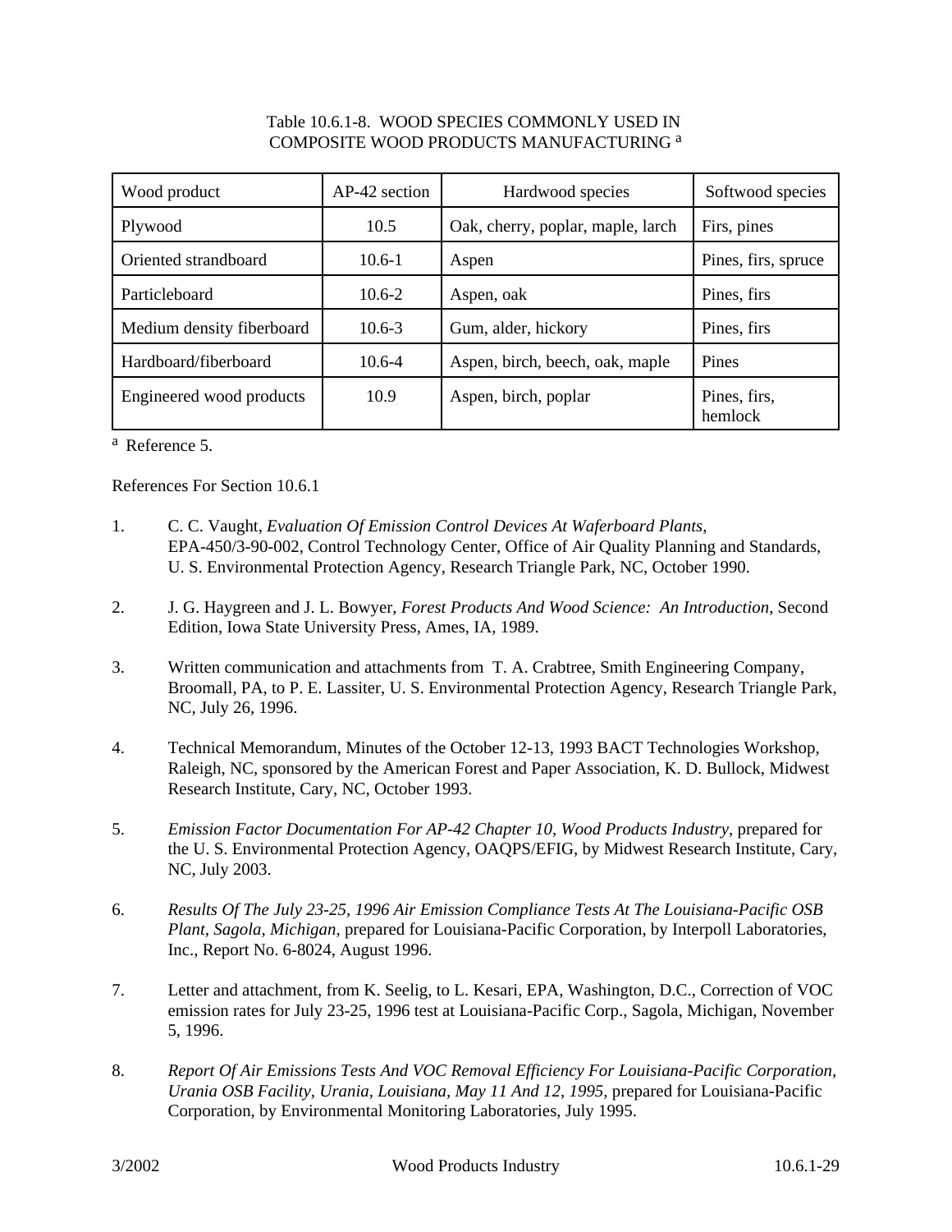Table 10.6.1-8. WOOD SPECIES COMMONLY USED IN COMPOSITE WOOD PRODUCTS MANUFACTURING [a]

| Wood product | AP-42 section | Hardwood species | Softwood species |
|---|---|---|---|
| Plywood | 10.5 | Oak, cherry, poplar, maple, larch | Firs, pines |
| Oriented strandboard | 10.6-1 | Aspen | Pines, firs, spruce |
| Particleboard | 10.6-2 | Aspen, oak | Pines, firs |
| Medium density fiberboard | 10.6-3 | Gum, alder, hickory | Pines, firs |
| Hardboard/fiberboard | 10.6-4 | Aspen, birch, beech, oak, maple | Pines |
| Engineered wood products | 10.9 | Aspen, birch, poplar | Pines, firs, hemlock |

[a] Reference 5.

References For Section 10.6.1

1. C. C. Vaught, *Evaluation Of Emission Control Devices At Waferboard Plants*, EPA-450/3-90-002, Control Technology Center, Office of Air Quality Planning and Standards, U. S. Environmental Protection Agency, Research Triangle Park, NC, October 1990.

2. J. G. Haygreen and J. L. Bowyer, *Forest Products And Wood Science: An Introduction*, Second Edition, Iowa State University Press, Ames, IA, 1989.

3. Written communication and attachments from T. A. Crabtree, Smith Engineering Company, Broomall, PA, to P. E. Lassiter, U. S. Environmental Protection Agency, Research Triangle Park, NC, July 26, 1996.

4. Technical Memorandum, Minutes of the October 12-13, 1993 BACT Technologies Workshop, Raleigh, NC, sponsored by the American Forest and Paper Association, K. D. Bullock, Midwest Research Institute, Cary, NC, October 1993.

5. *Emission Factor Documentation For AP-42 Chapter 10, Wood Products Industry*, prepared for the U. S. Environmental Protection Agency, OAQPS/EFIG, by Midwest Research Institute, Cary, NC, July 2003.

6. *Results Of The July 23-25, 1996 Air Emission Compliance Tests At The Louisiana-Pacific OSB Plant, Sagola, Michigan*, prepared for Louisiana-Pacific Corporation, by Interpoll Laboratories, Inc., Report No. 6-8024, August 1996.

7. Letter and attachment, from K. Seelig, to L. Kesari, EPA, Washington, D.C., Correction of VOC emission rates for July 23-25, 1996 test at Louisiana-Pacific Corp., Sagola, Michigan, November 5, 1996.

8. *Report Of Air Emissions Tests And VOC Removal Efficiency For Louisiana-Pacific Corporation, Urania OSB Facility, Urania, Louisiana, May 11 And 12, 1995*, prepared for Louisiana-Pacific Corporation, by Environmental Monitoring Laboratories, July 1995.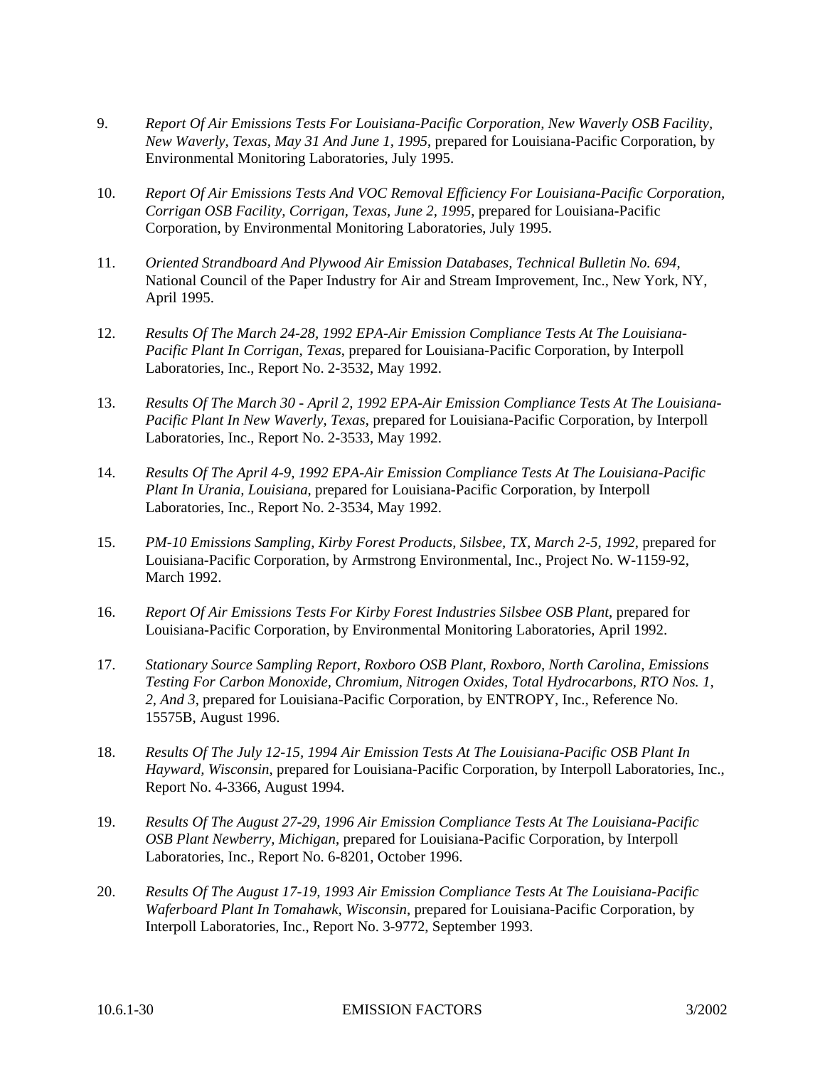9. *Report Of Air Emissions Tests For Louisiana-Pacific Corporation, New Waverly OSB Facility, New Waverly, Texas, May 31 And June 1, 1995*, prepared for Louisiana-Pacific Corporation, by Environmental Monitoring Laboratories, July 1995.

10. *Report Of Air Emissions Tests And VOC Removal Efficiency For Louisiana-Pacific Corporation, Corrigan OSB Facility, Corrigan, Texas, June 2, 1995*, prepared for Louisiana-Pacific Corporation, by Environmental Monitoring Laboratories, July 1995.

11. *Oriented Strandboard And Plywood Air Emission Databases, Technical Bulletin No. 694*, National Council of the Paper Industry for Air and Stream Improvement, Inc., New York, NY, April 1995.

12. *Results Of The March 24-28, 1992 EPA-Air Emission Compliance Tests At The Louisiana-Pacific Plant In Corrigan, Texas*, prepared for Louisiana-Pacific Corporation, by Interpoll Laboratories, Inc., Report No. 2-3532, May 1992.

13. *Results Of The March 30 - April 2, 1992 EPA-Air Emission Compliance Tests At The Louisiana-Pacific Plant In New Waverly, Texas*, prepared for Louisiana-Pacific Corporation, by Interpoll Laboratories, Inc., Report No. 2-3533, May 1992.

14. *Results Of The April 4-9, 1992 EPA-Air Emission Compliance Tests At The Louisiana-Pacific Plant In Urania, Louisiana*, prepared for Louisiana-Pacific Corporation, by Interpoll Laboratories, Inc., Report No. 2-3534, May 1992.

15. *PM-10 Emissions Sampling, Kirby Forest Products, Silsbee, TX, March 2-5, 1992*, prepared for Louisiana-Pacific Corporation, by Armstrong Environmental, Inc., Project No. W-1159-92, March 1992.

16. *Report Of Air Emissions Tests For Kirby Forest Industries Silsbee OSB Plant*, prepared for Louisiana-Pacific Corporation, by Environmental Monitoring Laboratories, April 1992.

17. *Stationary Source Sampling Report, Roxboro OSB Plant, Roxboro, North Carolina, Emissions Testing For Carbon Monoxide, Chromium, Nitrogen Oxides, Total Hydrocarbons, RTO Nos. 1, 2, And 3*, prepared for Louisiana-Pacific Corporation, by ENTROPY, Inc., Reference No. 15575B, August 1996.

18. *Results Of The July 12-15, 1994 Air Emission Tests At The Louisiana-Pacific OSB Plant In Hayward, Wisconsin*, prepared for Louisiana-Pacific Corporation, by Interpoll Laboratories, Inc., Report No. 4-3366, August 1994.

19. *Results Of The August 27-29, 1996 Air Emission Compliance Tests At The Louisiana-Pacific OSB Plant Newberry, Michigan*, prepared for Louisiana-Pacific Corporation, by Interpoll Laboratories, Inc., Report No. 6-8201, October 1996.

20. *Results Of The August 17-19, 1993 Air Emission Compliance Tests At The Louisiana-Pacific Waferboard Plant In Tomahawk, Wisconsin*, prepared for Louisiana-Pacific Corporation, by Interpoll Laboratories, Inc., Report No. 3-9772, September 1993.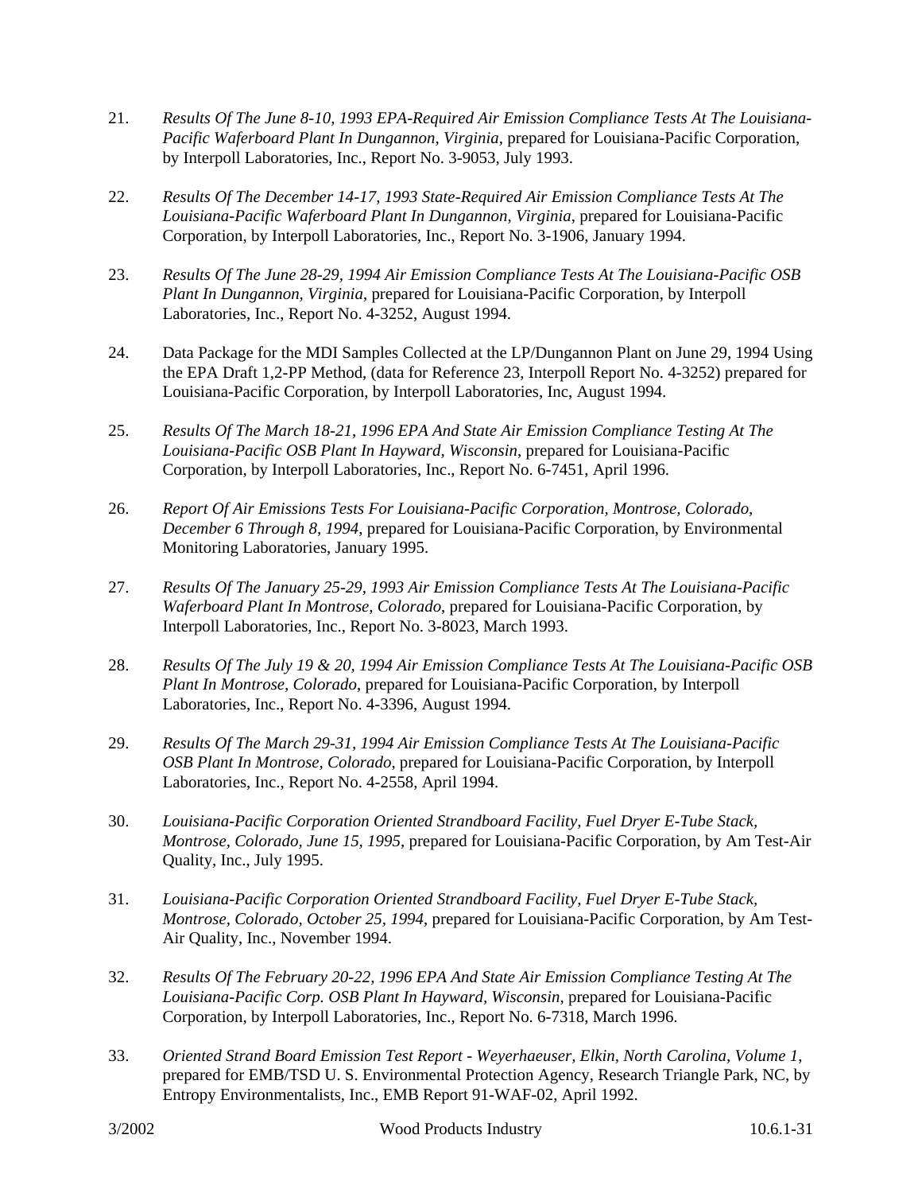21. *Results Of The June 8-10, 1993 EPA-Required Air Emission Compliance Tests At The Louisiana-Pacific Waferboard Plant In Dungannon, Virginia*, prepared for Louisiana-Pacific Corporation, by Interpoll Laboratories, Inc., Report No. 3-9053, July 1993.

22. *Results Of The December 14-17, 1993 State-Required Air Emission Compliance Tests At The Louisiana-Pacific Waferboard Plant In Dungannon, Virginia*, prepared for Louisiana-Pacific Corporation, by Interpoll Laboratories, Inc., Report No. 3-1906, January 1994.

23. *Results Of The June 28-29, 1994 Air Emission Compliance Tests At The Louisiana-Pacific OSB Plant In Dungannon, Virginia*, prepared for Louisiana-Pacific Corporation, by Interpoll Laboratories, Inc., Report No. 4-3252, August 1994.

24. Data Package for the MDI Samples Collected at the LP/Dungannon Plant on June 29, 1994 Using the EPA Draft 1,2-PP Method, (data for Reference 23, Interpoll Report No. 4-3252) prepared for Louisiana-Pacific Corporation, by Interpoll Laboratories, Inc, August 1994.

25. *Results Of The March 18-21, 1996 EPA And State Air Emission Compliance Testing At The Louisiana-Pacific OSB Plant In Hayward, Wisconsin*, prepared for Louisiana-Pacific Corporation, by Interpoll Laboratories, Inc., Report No. 6-7451, April 1996.

26. *Report Of Air Emissions Tests For Louisiana-Pacific Corporation, Montrose, Colorado, December 6 Through 8, 1994*, prepared for Louisiana-Pacific Corporation, by Environmental Monitoring Laboratories, January 1995.

27. *Results Of The January 25-29, 1993 Air Emission Compliance Tests At The Louisiana-Pacific Waferboard Plant In Montrose, Colorado*, prepared for Louisiana-Pacific Corporation, by Interpoll Laboratories, Inc., Report No. 3-8023, March 1993.

28. *Results Of The July 19 & 20, 1994 Air Emission Compliance Tests At The Louisiana-Pacific OSB Plant In Montrose, Colorado*, prepared for Louisiana-Pacific Corporation, by Interpoll Laboratories, Inc., Report No. 4-3396, August 1994.

29. *Results Of The March 29-31, 1994 Air Emission Compliance Tests At The Louisiana-Pacific OSB Plant In Montrose, Colorado*, prepared for Louisiana-Pacific Corporation, by Interpoll Laboratories, Inc., Report No. 4-2558, April 1994.

30. *Louisiana-Pacific Corporation Oriented Strandboard Facility, Fuel Dryer E-Tube Stack, Montrose, Colorado, June 15, 1995*, prepared for Louisiana-Pacific Corporation, by Am Test-Air Quality, Inc., July 1995.

31. *Louisiana-Pacific Corporation Oriented Strandboard Facility, Fuel Dryer E-Tube Stack, Montrose, Colorado, October 25, 1994*, prepared for Louisiana-Pacific Corporation, by Am Test-Air Quality, Inc., November 1994.

32. *Results Of The February 20-22, 1996 EPA And State Air Emission Compliance Testing At The Louisiana-Pacific Corp. OSB Plant In Hayward, Wisconsin*, prepared for Louisiana-Pacific Corporation, by Interpoll Laboratories, Inc., Report No. 6-7318, March 1996.

33. *Oriented Strand Board Emission Test Report - Weyerhaeuser, Elkin, North Carolina, Volume 1*, prepared for EMB/TSD U. S. Environmental Protection Agency, Research Triangle Park, NC, by Entropy Environmentalists, Inc., EMB Report 91-WAF-02, April 1992.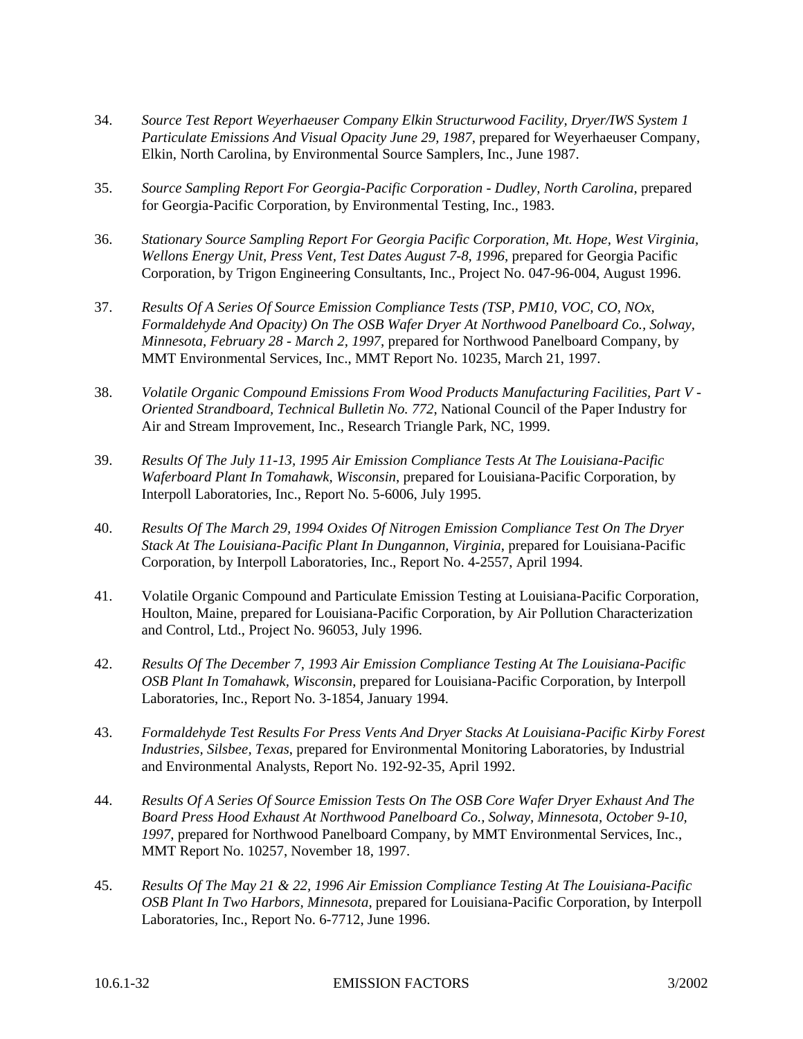34. *Source Test Report Weyerhaeuser Company Elkin Structurwood Facility, Dryer/IWS System 1 Particulate Emissions And Visual Opacity June 29, 1987*, prepared for Weyerhaeuser Company, Elkin, North Carolina, by Environmental Source Samplers, Inc., June 1987.

35. *Source Sampling Report For Georgia-Pacific Corporation - Dudley, North Carolina*, prepared for Georgia-Pacific Corporation, by Environmental Testing, Inc., 1983.

36. *Stationary Source Sampling Report For Georgia Pacific Corporation, Mt. Hope, West Virginia, Wellons Energy Unit, Press Vent, Test Dates August 7-8, 1996*, prepared for Georgia Pacific Corporation, by Trigon Engineering Consultants, Inc., Project No. 047-96-004, August 1996.

37. *Results Of A Series Of Source Emission Compliance Tests (TSP, PM10, VOC, CO, NOx, Formaldehyde And Opacity) On The OSB Wafer Dryer At Northwood Panelboard Co., Solway, Minnesota, February 28 - March 2, 1997*, prepared for Northwood Panelboard Company, by MMT Environmental Services, Inc., MMT Report No. 10235, March 21, 1997.

38. *Volatile Organic Compound Emissions From Wood Products Manufacturing Facilities, Part V - Oriented Strandboard, Technical Bulletin No. 772*, National Council of the Paper Industry for Air and Stream Improvement, Inc., Research Triangle Park, NC, 1999.

39. *Results Of The July 11-13, 1995 Air Emission Compliance Tests At The Louisiana-Pacific Waferboard Plant In Tomahawk, Wisconsin*, prepared for Louisiana-Pacific Corporation, by Interpoll Laboratories, Inc., Report No. 5-6006, July 1995.

40. *Results Of The March 29, 1994 Oxides Of Nitrogen Emission Compliance Test On The Dryer Stack At The Louisiana-Pacific Plant In Dungannon, Virginia*, prepared for Louisiana-Pacific Corporation, by Interpoll Laboratories, Inc., Report No. 4-2557, April 1994.

41. Volatile Organic Compound and Particulate Emission Testing at Louisiana-Pacific Corporation, Houlton, Maine, prepared for Louisiana-Pacific Corporation, by Air Pollution Characterization and Control, Ltd., Project No. 96053, July 1996.

42. *Results Of The December 7, 1993 Air Emission Compliance Testing At The Louisiana-Pacific OSB Plant In Tomahawk, Wisconsin*, prepared for Louisiana-Pacific Corporation, by Interpoll Laboratories, Inc., Report No. 3-1854, January 1994.

43. *Formaldehyde Test Results For Press Vents And Dryer Stacks At Louisiana-Pacific Kirby Forest Industries, Silsbee, Texas*, prepared for Environmental Monitoring Laboratories, by Industrial and Environmental Analysts, Report No. 192-92-35, April 1992.

44. *Results Of A Series Of Source Emission Tests On The OSB Core Wafer Dryer Exhaust And The Board Press Hood Exhaust At Northwood Panelboard Co., Solway, Minnesota, October 9-10, 1997*, prepared for Northwood Panelboard Company, by MMT Environmental Services, Inc., MMT Report No. 10257, November 18, 1997.

45. *Results Of The May 21 & 22, 1996 Air Emission Compliance Testing At The Louisiana-Pacific OSB Plant In Two Harbors, Minnesota*, prepared for Louisiana-Pacific Corporation, by Interpoll Laboratories, Inc., Report No. 6-7712, June 1996.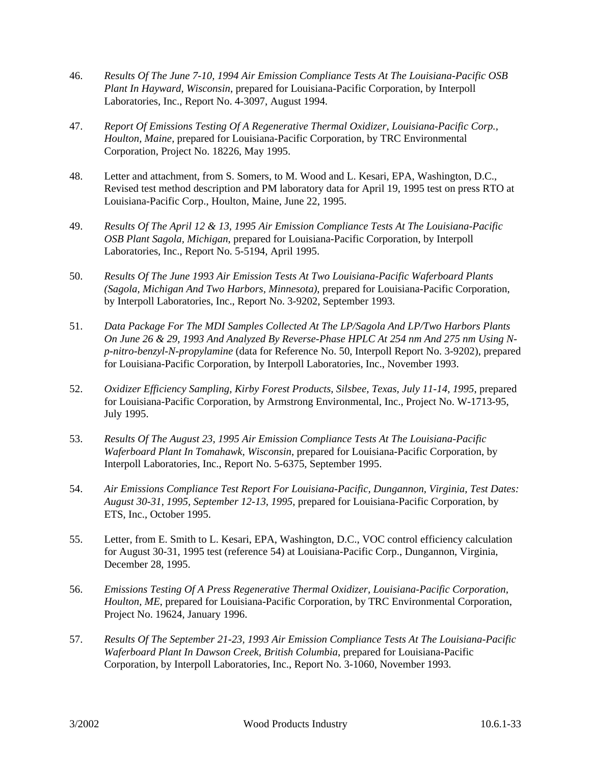46. *Results Of The June 7-10, 1994 Air Emission Compliance Tests At The Louisiana-Pacific OSB Plant In Hayward, Wisconsin*, prepared for Louisiana-Pacific Corporation, by Interpoll Laboratories, Inc., Report No. 4-3097, August 1994.

47. *Report Of Emissions Testing Of A Regenerative Thermal Oxidizer, Louisiana-Pacific Corp., Houlton, Maine*, prepared for Louisiana-Pacific Corporation, by TRC Environmental Corporation, Project No. 18226, May 1995.

48. Letter and attachment, from S. Somers, to M. Wood and L. Kesari, EPA, Washington, D.C., Revised test method description and PM laboratory data for April 19, 1995 test on press RTO at Louisiana-Pacific Corp., Houlton, Maine, June 22, 1995.

49. *Results Of The April 12 & 13, 1995 Air Emission Compliance Tests At The Louisiana-Pacific OSB Plant Sagola, Michigan*, prepared for Louisiana-Pacific Corporation, by Interpoll Laboratories, Inc., Report No. 5-5194, April 1995.

50. *Results Of The June 1993 Air Emission Tests At Two Louisiana-Pacific Waferboard Plants (Sagola, Michigan And Two Harbors, Minnesota)*, prepared for Louisiana-Pacific Corporation, by Interpoll Laboratories, Inc., Report No. 3-9202, September 1993.

51. *Data Package For The MDI Samples Collected At The LP/Sagola And LP/Two Harbors Plants On June 26 & 29, 1993 And Analyzed By Reverse-Phase HPLC At 254 nm And 275 nm Using N-p-nitro-benzyl-N-propylamine* (data for Reference No. 50, Interpoll Report No. 3-9202), prepared for Louisiana-Pacific Corporation, by Interpoll Laboratories, Inc., November 1993.

52. *Oxidizer Efficiency Sampling, Kirby Forest Products, Silsbee, Texas, July 11-14, 1995*, prepared for Louisiana-Pacific Corporation, by Armstrong Environmental, Inc., Project No. W-1713-95, July 1995.

53. *Results Of The August 23, 1995 Air Emission Compliance Tests At The Louisiana-Pacific Waferboard Plant In Tomahawk, Wisconsin*, prepared for Louisiana-Pacific Corporation, by Interpoll Laboratories, Inc., Report No. 5-6375, September 1995.

54. *Air Emissions Compliance Test Report For Louisiana-Pacific, Dungannon, Virginia, Test Dates: August 30-31, 1995, September 12-13, 1995*, prepared for Louisiana-Pacific Corporation, by ETS, Inc., October 1995.

55. Letter, from E. Smith to L. Kesari, EPA, Washington, D.C., VOC control efficiency calculation for August 30-31, 1995 test (reference 54) at Louisiana-Pacific Corp., Dungannon, Virginia, December 28, 1995.

56. *Emissions Testing Of A Press Regenerative Thermal Oxidizer, Louisiana-Pacific Corporation, Houlton, ME*, prepared for Louisiana-Pacific Corporation, by TRC Environmental Corporation, Project No. 19624, January 1996.

57. *Results Of The September 21-23, 1993 Air Emission Compliance Tests At The Louisiana-Pacific Waferboard Plant In Dawson Creek, British Columbia*, prepared for Louisiana-Pacific Corporation, by Interpoll Laboratories, Inc., Report No. 3-1060, November 1993.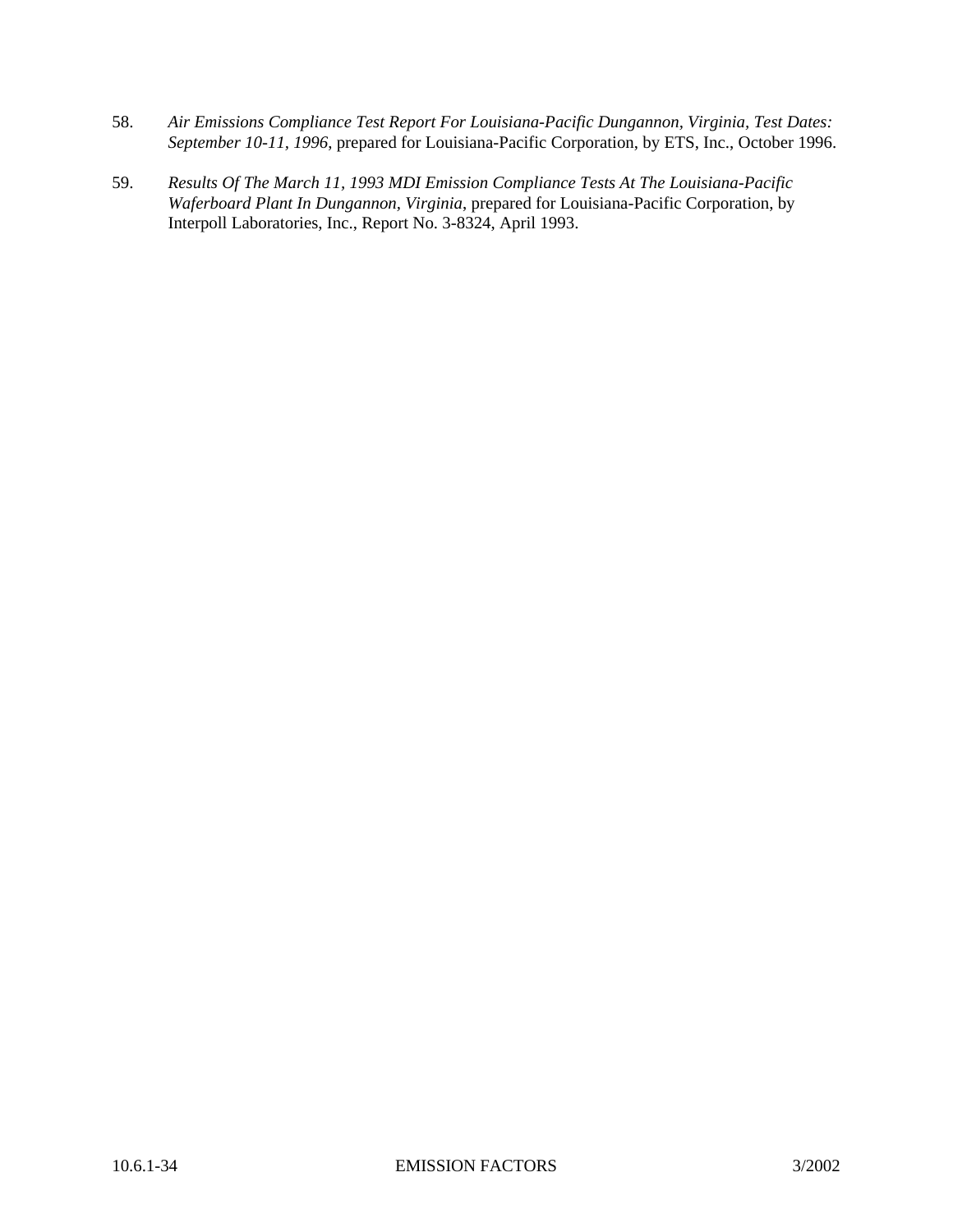58. *Air Emissions Compliance Test Report For Louisiana-Pacific Dungannon, Virginia, Test Dates: September 10-11, 1996*, prepared for Louisiana-Pacific Corporation, by ETS, Inc., October 1996.

59. *Results Of The March 11, 1993 MDI Emission Compliance Tests At The Louisiana-Pacific Waferboard Plant In Dungannon, Virginia*, prepared for Louisiana-Pacific Corporation, by Interpoll Laboratories, Inc., Report No. 3-8324, April 1993.